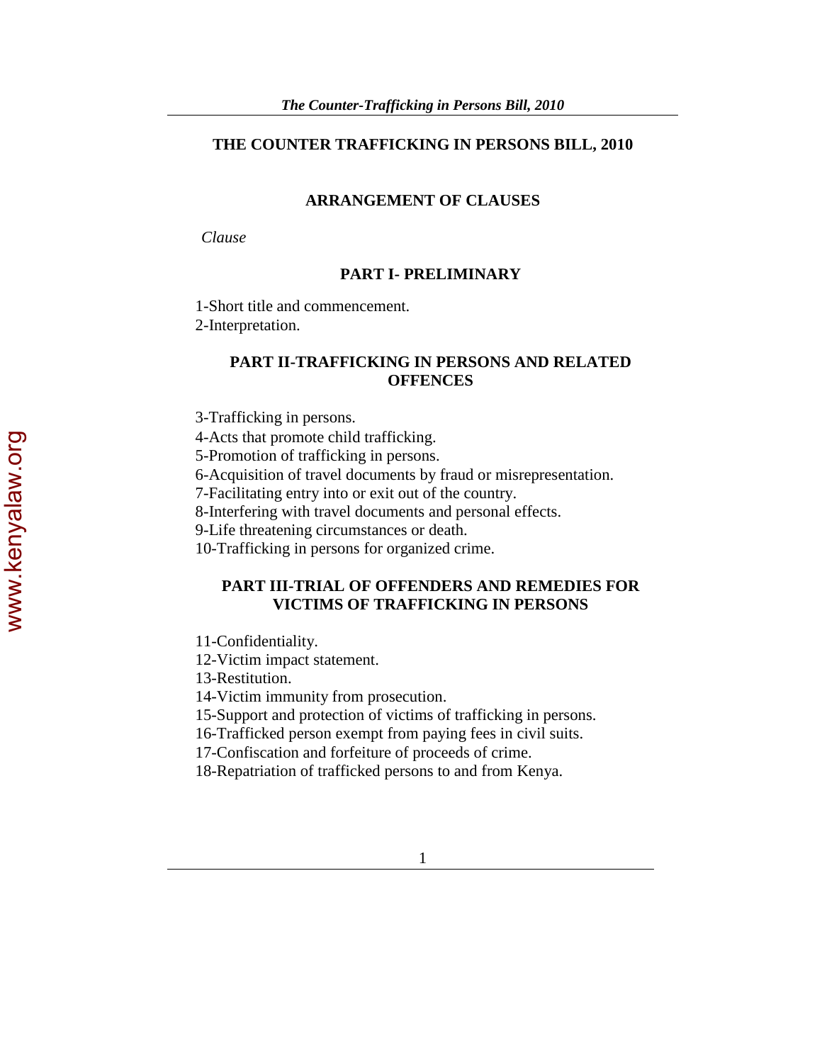# THE COUNTER TRAFFICKING IN PERSONS BILL, 2010

## ARRANGEMENT OF CLAUSES

*Clause*

### PART I- PRELIMINARY

1-Short title and commencement.
2-Interpretation.

### PART II-TRAFFICKING IN PERSONS AND RELATED OFFENCES

3-Trafficking in persons.
4-Acts that promote child trafficking.
5-Promotion of trafficking in persons.
6-Acquisition of travel documents by fraud or misrepresentation.
7-Facilitating entry into or exit out of the country.
8-Interfering with travel documents and personal effects.
9-Life threatening circumstances or death.
10-Trafficking in persons for organized crime.

### PART III-TRIAL OF OFFENDERS AND REMEDIES FOR VICTIMS OF TRAFFICKING IN PERSONS

11-Confidentiality.
12-Victim impact statement.
13-Restitution.
14-Victim immunity from prosecution.
15-Support and protection of victims of trafficking in persons.
16-Trafficked person exempt from paying fees in civil suits.
17-Confiscation and forfeiture of proceeds of crime.
18-Repatriation of trafficked persons to and from Kenya.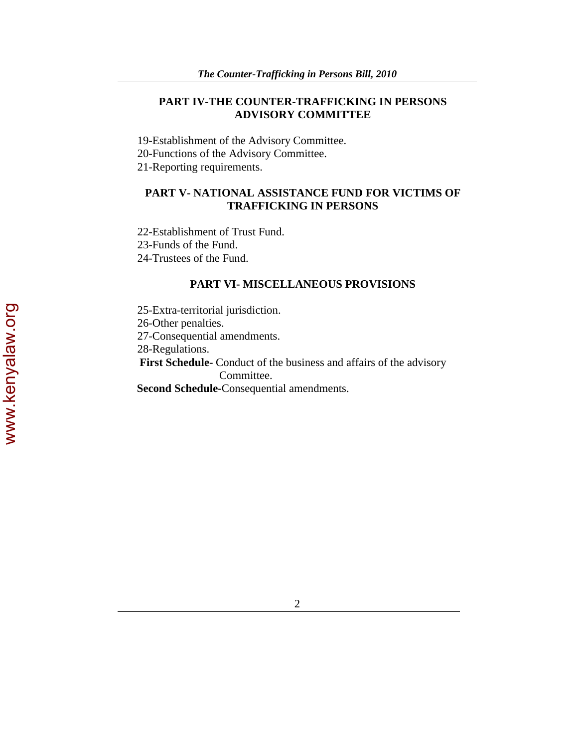## PART IV-THE COUNTER-TRAFFICKING IN PERSONS ADVISORY COMMITTEE

19-Establishment of the Advisory Committee.
20-Functions of the Advisory Committee.
21-Reporting requirements.

## PART V- NATIONAL ASSISTANCE FUND FOR VICTIMS OF TRAFFICKING IN PERSONS

22-Establishment of Trust Fund.
23-Funds of the Fund.
24-Trustees of the Fund.

## PART VI- MISCELLANEOUS PROVISIONS

25-Extra-territorial jurisdiction.
26-Other penalties.
27-Consequential amendments.
28-Regulations.
**First Schedule-** Conduct of the business and affairs of the advisory Committee.
**Second Schedule-**Consequential amendments.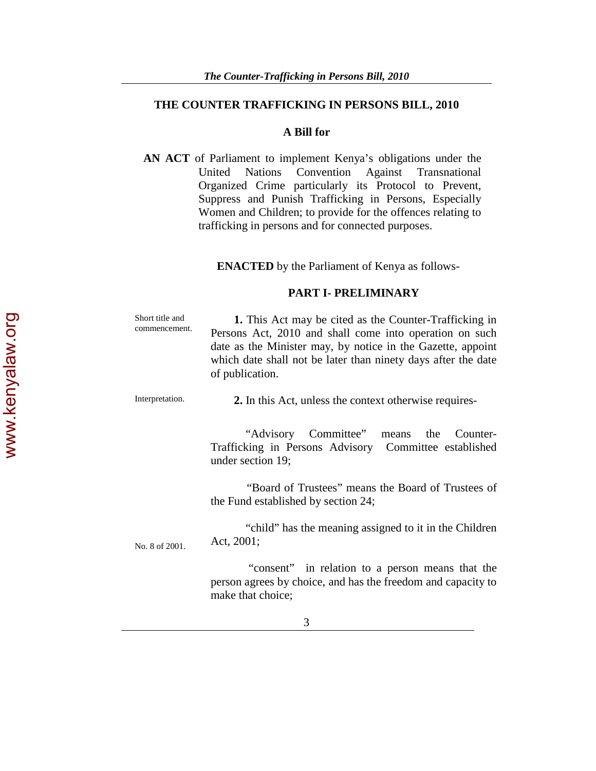# THE COUNTER TRAFFICKING IN PERSONS BILL, 2010

**A Bill for**

**AN ACT** of Parliament to implement Kenya's obligations under the United Nations Convention Against Transnational Organized Crime particularly its Protocol to Prevent, Suppress and Punish Trafficking in Persons, Especially Women and Children; to provide for the offences relating to trafficking in persons and for connected purposes.

**ENACTED** by the Parliament of Kenya as follows-

## PART I- PRELIMINARY

Short title and commencement.

**1.** This Act may be cited as the Counter-Trafficking in Persons Act, 2010 and shall come into operation on such date as the Minister may, by notice in the Gazette, appoint which date shall not be later than ninety days after the date of publication.

Interpretation.

**2.** In this Act, unless the context otherwise requires-

"Advisory Committee" means the Counter-Trafficking in Persons Advisory Committee established under section 19;

"Board of Trustees" means the Board of Trustees of the Fund established by section 24;

No. 8 of 2001.

"child" has the meaning assigned to it in the Children Act, 2001;

"consent" in relation to a person means that the person agrees by choice, and has the freedom and capacity to make that choice;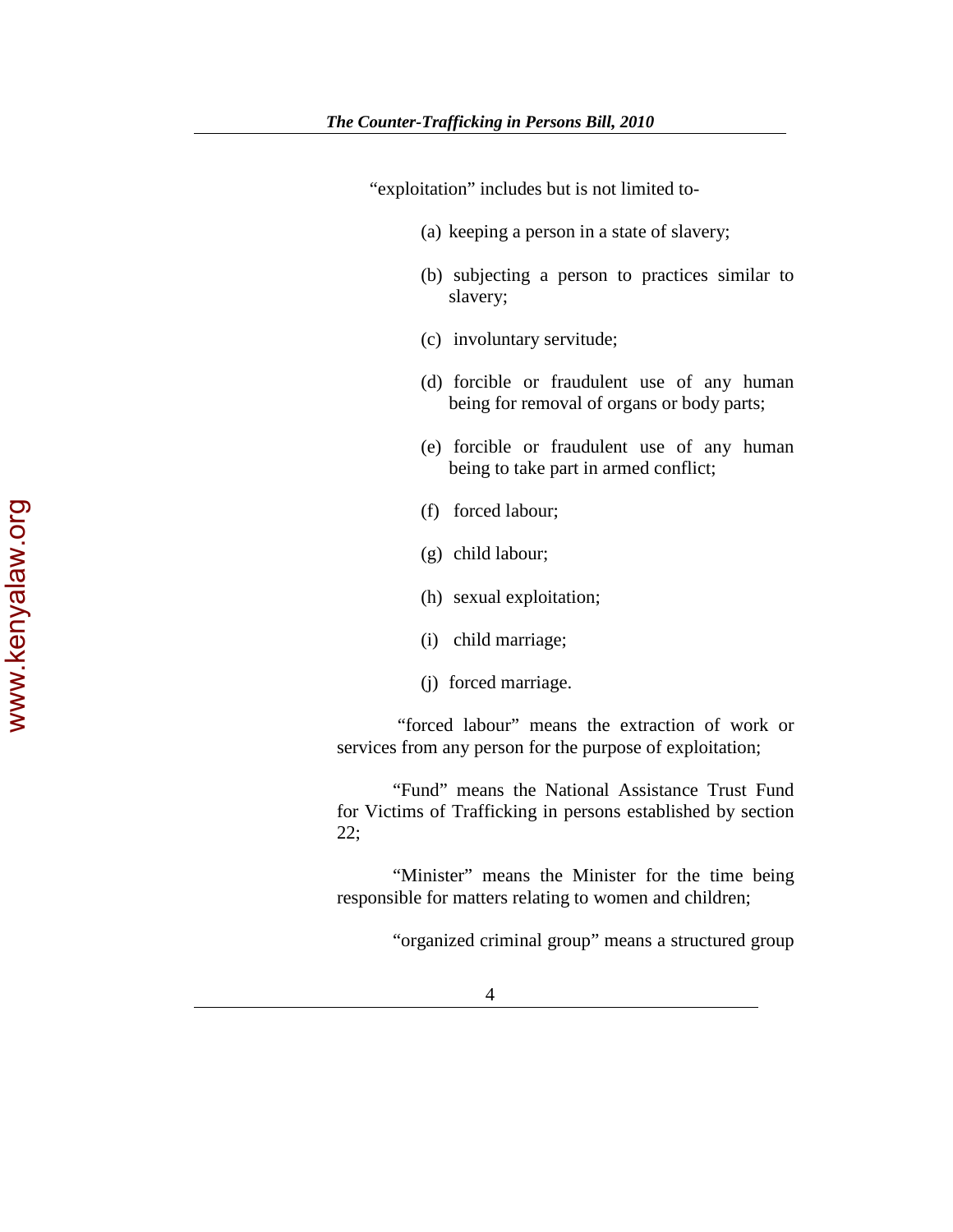“exploitation” includes but is not limited to-

(a) keeping a person in a state of slavery;

(b) subjecting a person to practices similar to slavery;

(c) involuntary servitude;

(d) forcible or fraudulent use of any human being for removal of organs or body parts;

(e) forcible or fraudulent use of any human being to take part in armed conflict;

(f) forced labour;

(g) child labour;

(h) sexual exploitation;

(i) child marriage;

(j) forced marriage.

“forced labour” means the extraction of work or services from any person for the purpose of exploitation;

“Fund” means the National Assistance Trust Fund for Victims of Trafficking in persons established by section 22;

“Minister” means the Minister for the time being responsible for matters relating to women and children;

“organized criminal group” means a structured group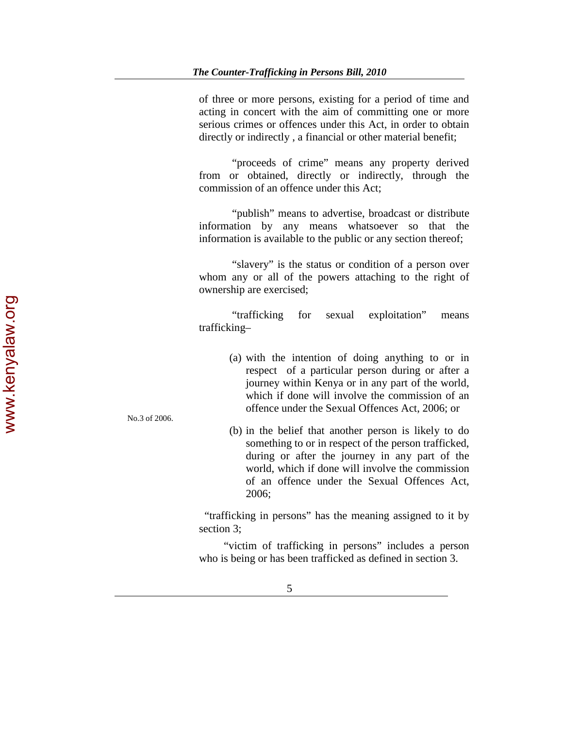of three or more persons, existing for a period of time and acting in concert with the aim of committing one or more serious crimes or offences under this Act, in order to obtain directly or indirectly , a financial or other material benefit;

"proceeds of crime" means any property derived from or obtained, directly or indirectly, through the commission of an offence under this Act;

"publish" means to advertise, broadcast or distribute information by any means whatsoever so that the information is available to the public or any section thereof;

"slavery" is the status or condition of a person over whom any or all of the powers attaching to the right of ownership are exercised;

"trafficking for sexual exploitation" means trafficking–

(a) with the intention of doing anything to or in respect of a particular person during or after a journey within Kenya or in any part of the world, which if done will involve the commission of an offence under the Sexual Offences Act, 2006; or

No.3 of 2006.

(b) in the belief that another person is likely to do something to or in respect of the person trafficked, during or after the journey in any part of the world, which if done will involve the commission of an offence under the Sexual Offences Act, 2006;

"trafficking in persons" has the meaning assigned to it by section 3;

"victim of trafficking in persons" includes a person who is being or has been trafficked as defined in section 3.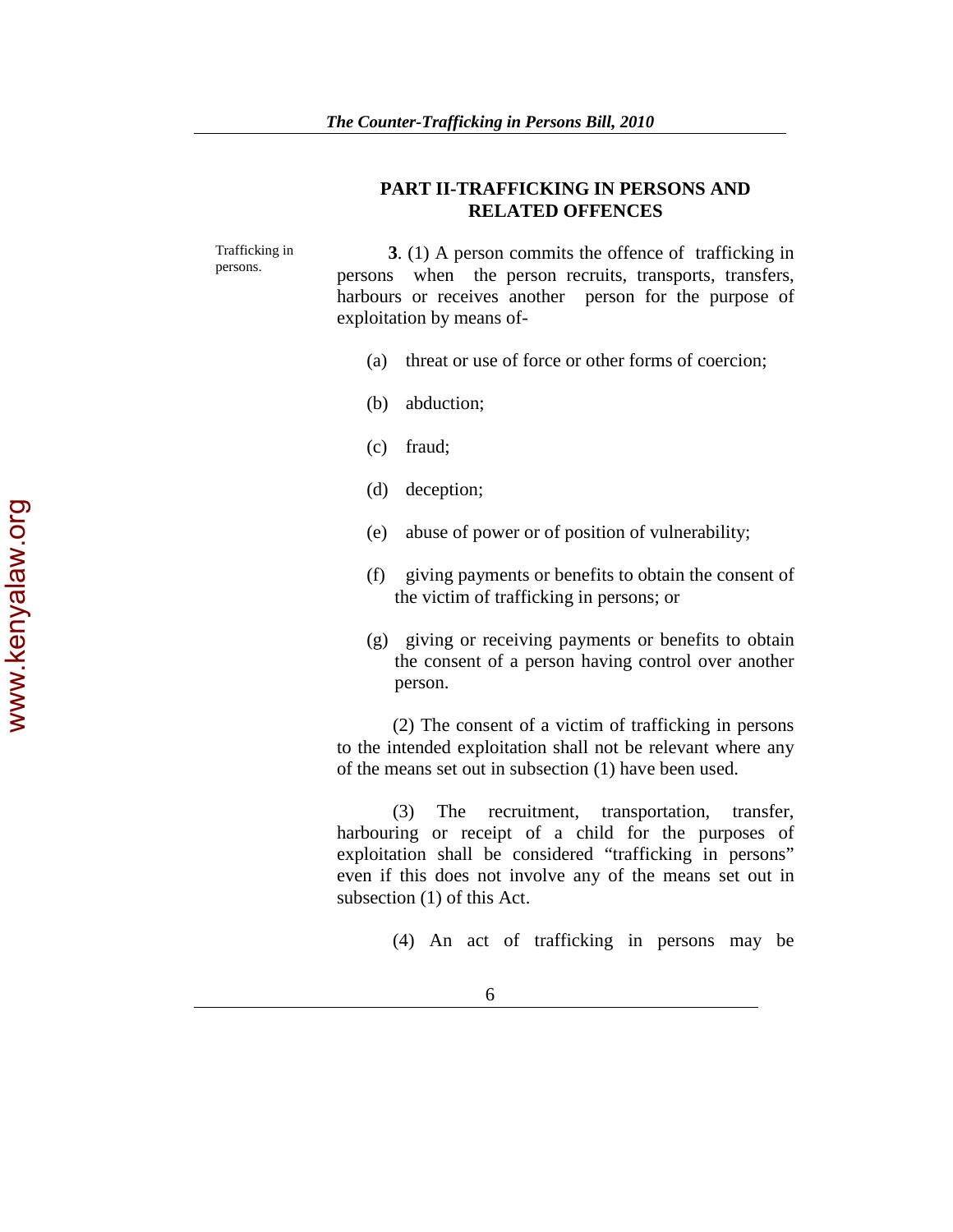## PART II-TRAFFICKING IN PERSONS AND RELATED OFFENCES

Trafficking in persons.

**3**. (1) A person commits the offence of trafficking in persons when the person recruits, transports, transfers, harbours or receives another person for the purpose of exploitation by means of-

(a) threat or use of force or other forms of coercion;

(b) abduction;

(c) fraud;

(d) deception;

(e) abuse of power or of position of vulnerability;

(f) giving payments or benefits to obtain the consent of the victim of trafficking in persons; or

(g) giving or receiving payments or benefits to obtain the consent of a person having control over another person.

(2) The consent of a victim of trafficking in persons to the intended exploitation shall not be relevant where any of the means set out in subsection (1) have been used.

(3) The recruitment, transportation, transfer, harbouring or receipt of a child for the purposes of exploitation shall be considered "trafficking in persons" even if this does not involve any of the means set out in subsection (1) of this Act.

(4) An act of trafficking in persons may be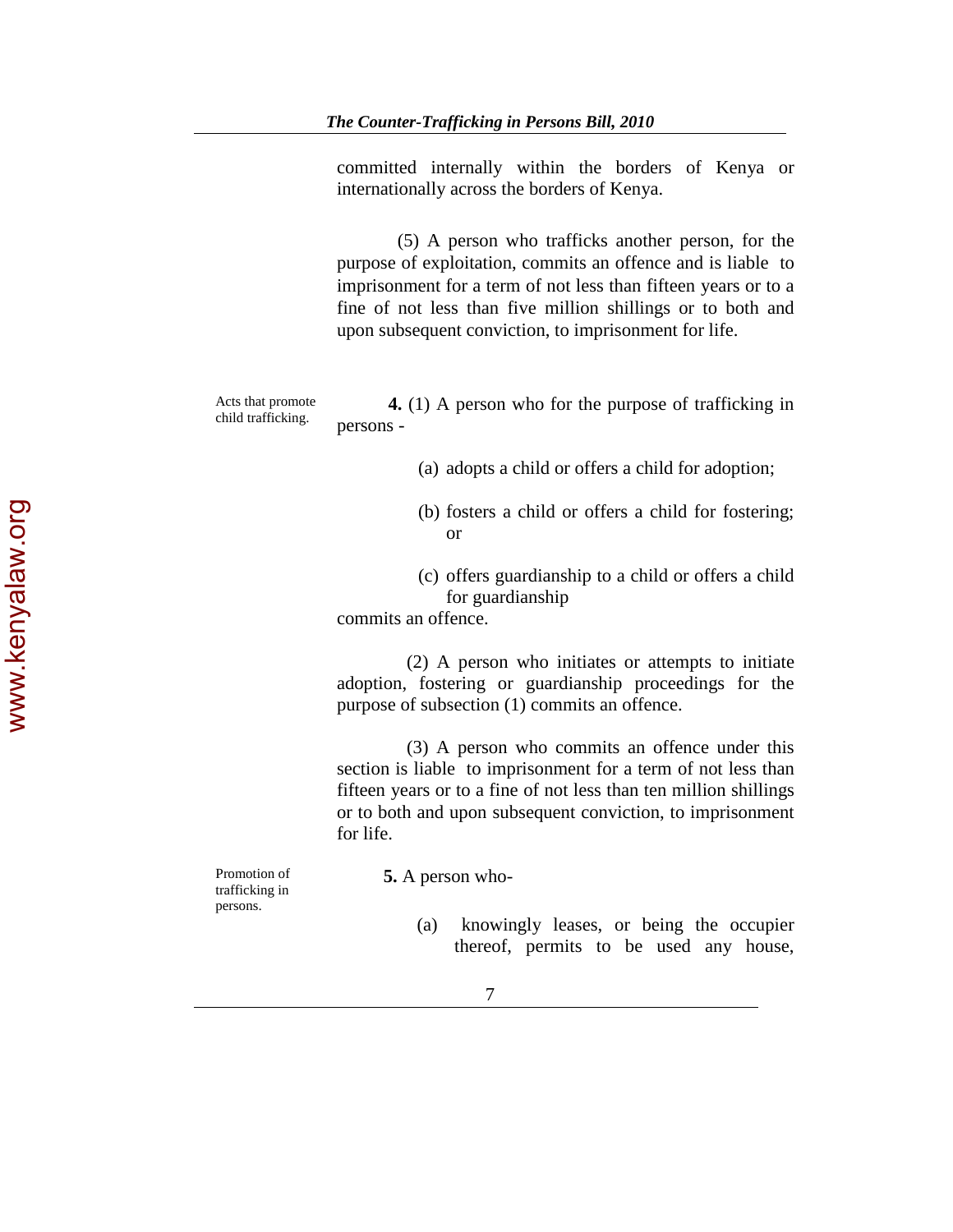committed internally within the borders of Kenya or internationally across the borders of Kenya.

(5) A person who trafficks another person, for the purpose of exploitation, commits an offence and is liable to imprisonment for a term of not less than fifteen years or to a fine of not less than five million shillings or to both and upon subsequent conviction, to imprisonment for life.

*Acts that promote child trafficking.*

**4.** (1) A person who for the purpose of trafficking in persons -

(a) adopts a child or offers a child for adoption;

(b) fosters a child or offers a child for fostering; or

(c) offers guardianship to a child or offers a child for guardianship

commits an offence.

(2) A person who initiates or attempts to initiate adoption, fostering or guardianship proceedings for the purpose of subsection (1) commits an offence.

(3) A person who commits an offence under this section is liable to imprisonment for a term of not less than fifteen years or to a fine of not less than ten million shillings or to both and upon subsequent conviction, to imprisonment for life.

*Promotion of trafficking in persons.*

**5.** A person who-

(a) knowingly leases, or being the occupier thereof, permits to be used any house,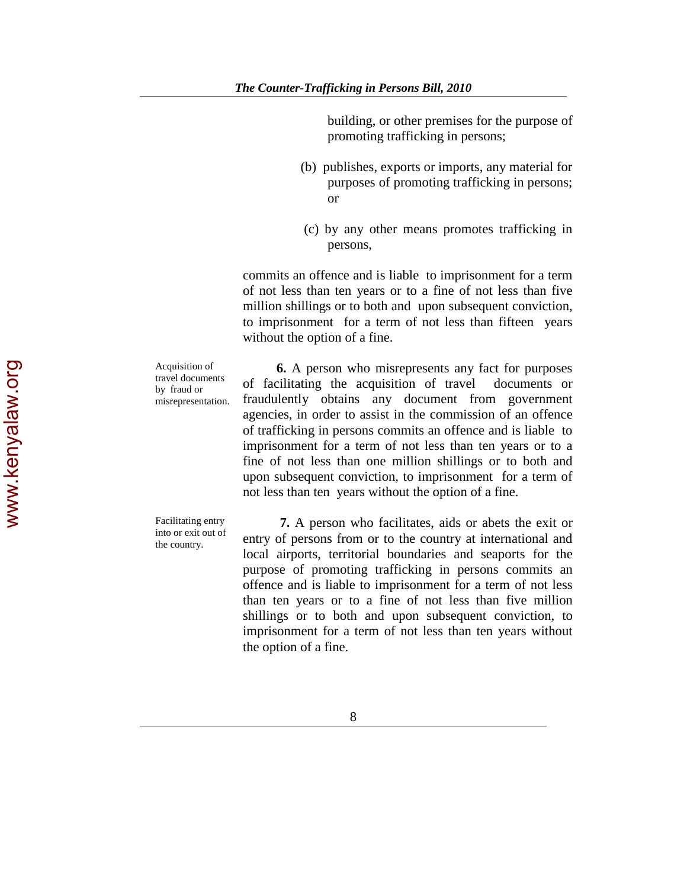building, or other premises for the purpose of promoting trafficking in persons;

(b) publishes, exports or imports, any material for purposes of promoting trafficking in persons; or

(c) by any other means promotes trafficking in persons,

commits an offence and is liable to imprisonment for a term of not less than ten years or to a fine of not less than five million shillings or to both and upon subsequent conviction, to imprisonment for a term of not less than fifteen years without the option of a fine.

*Acquisition of travel documents by fraud or misrepresentation.*

**6.** A person who misrepresents any fact for purposes of facilitating the acquisition of travel documents or fraudulently obtains any document from government agencies, in order to assist in the commission of an offence of trafficking in persons commits an offence and is liable to imprisonment for a term of not less than ten years or to a fine of not less than one million shillings or to both and upon subsequent conviction, to imprisonment for a term of not less than ten years without the option of a fine.

*Facilitating entry into or exit out of the country.*

**7.** A person who facilitates, aids or abets the exit or entry of persons from or to the country at international and local airports, territorial boundaries and seaports for the purpose of promoting trafficking in persons commits an offence and is liable to imprisonment for a term of not less than ten years or to a fine of not less than five million shillings or to both and upon subsequent conviction, to imprisonment for a term of not less than ten years without the option of a fine.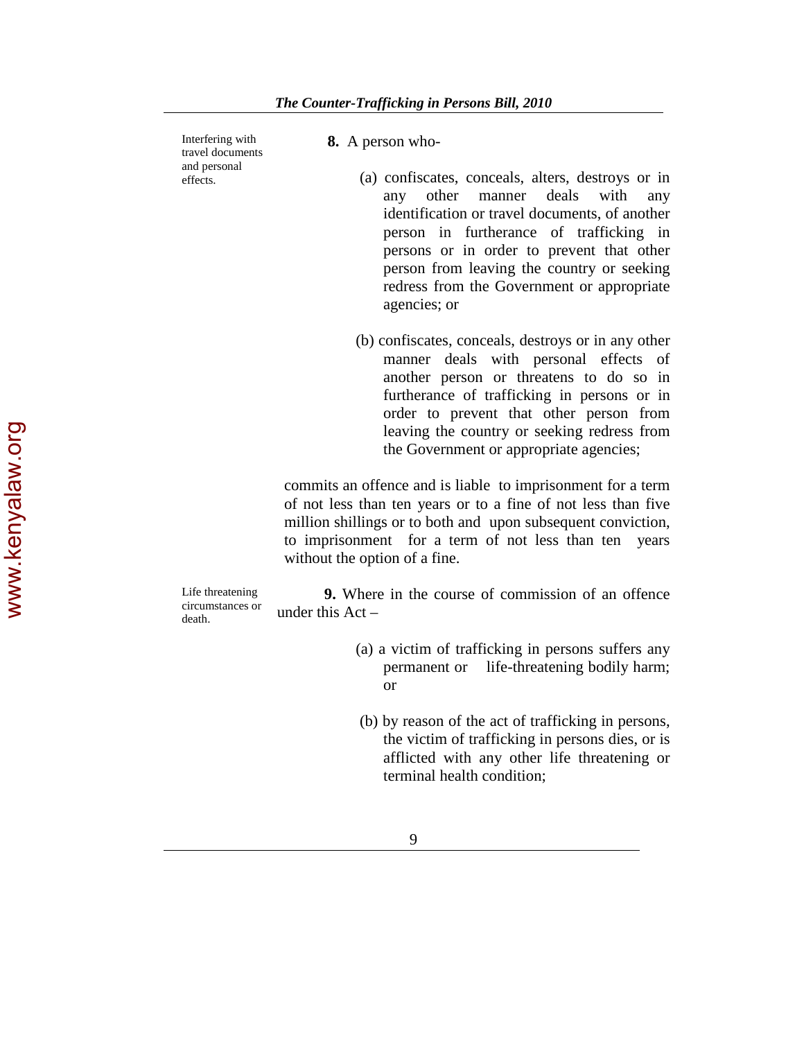Interfering with travel documents and personal effects.

**8.** A person who-

(a) confiscates, conceals, alters, destroys or in any other manner deals with any identification or travel documents, of another person in furtherance of trafficking in persons or in order to prevent that other person from leaving the country or seeking redress from the Government or appropriate agencies; or

(b) confiscates, conceals, destroys or in any other manner deals with personal effects of another person or threatens to do so in furtherance of trafficking in persons or in order to prevent that other person from leaving the country or seeking redress from the Government or appropriate agencies;

commits an offence and is liable to imprisonment for a term of not less than ten years or to a fine of not less than five million shillings or to both and upon subsequent conviction, to imprisonment for a term of not less than ten years without the option of a fine.

Life threatening circumstances or death.

**9.** Where in the course of commission of an offence under this Act –

(a) a victim of trafficking in persons suffers any permanent or life-threatening bodily harm; or

(b) by reason of the act of trafficking in persons, the victim of trafficking in persons dies, or is afflicted with any other life threatening or terminal health condition;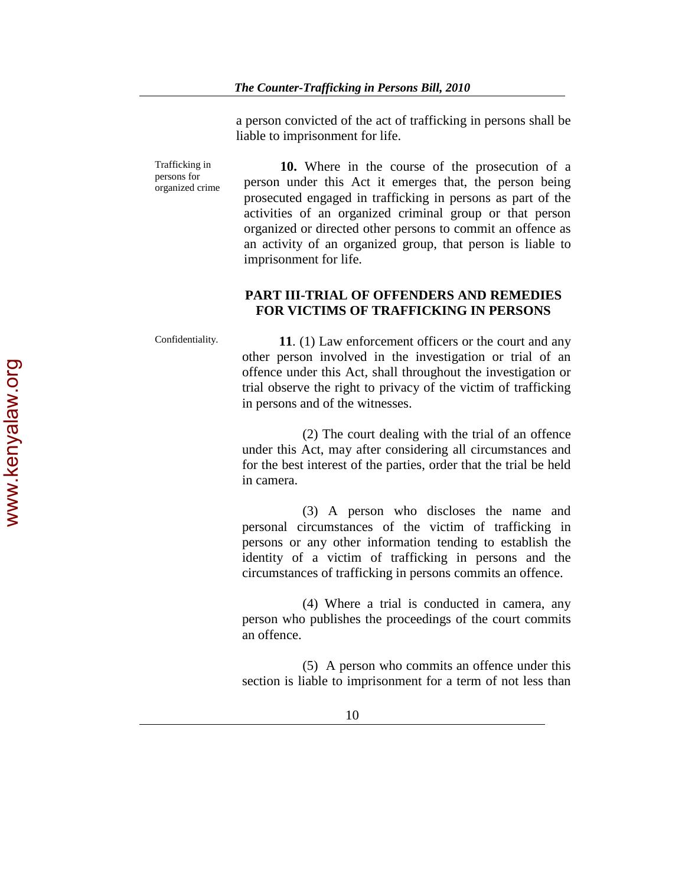a person convicted of the act of trafficking in persons shall be liable to imprisonment for life.

Trafficking in persons for organized crime

**10.** Where in the course of the prosecution of a person under this Act it emerges that, the person being prosecuted engaged in trafficking in persons as part of the activities of an organized criminal group or that person organized or directed other persons to commit an offence as an activity of an organized group, that person is liable to imprisonment for life.

## PART III-TRIAL OF OFFENDERS AND REMEDIES FOR VICTIMS OF TRAFFICKING IN PERSONS

Confidentiality.

**11**. (1) Law enforcement officers or the court and any other person involved in the investigation or trial of an offence under this Act, shall throughout the investigation or trial observe the right to privacy of the victim of trafficking in persons and of the witnesses.

(2) The court dealing with the trial of an offence under this Act, may after considering all circumstances and for the best interest of the parties, order that the trial be held in camera.

(3) A person who discloses the name and personal circumstances of the victim of trafficking in persons or any other information tending to establish the identity of a victim of trafficking in persons and the circumstances of trafficking in persons commits an offence.

(4) Where a trial is conducted in camera, any person who publishes the proceedings of the court commits an offence.

(5) A person who commits an offence under this section is liable to imprisonment for a term of not less than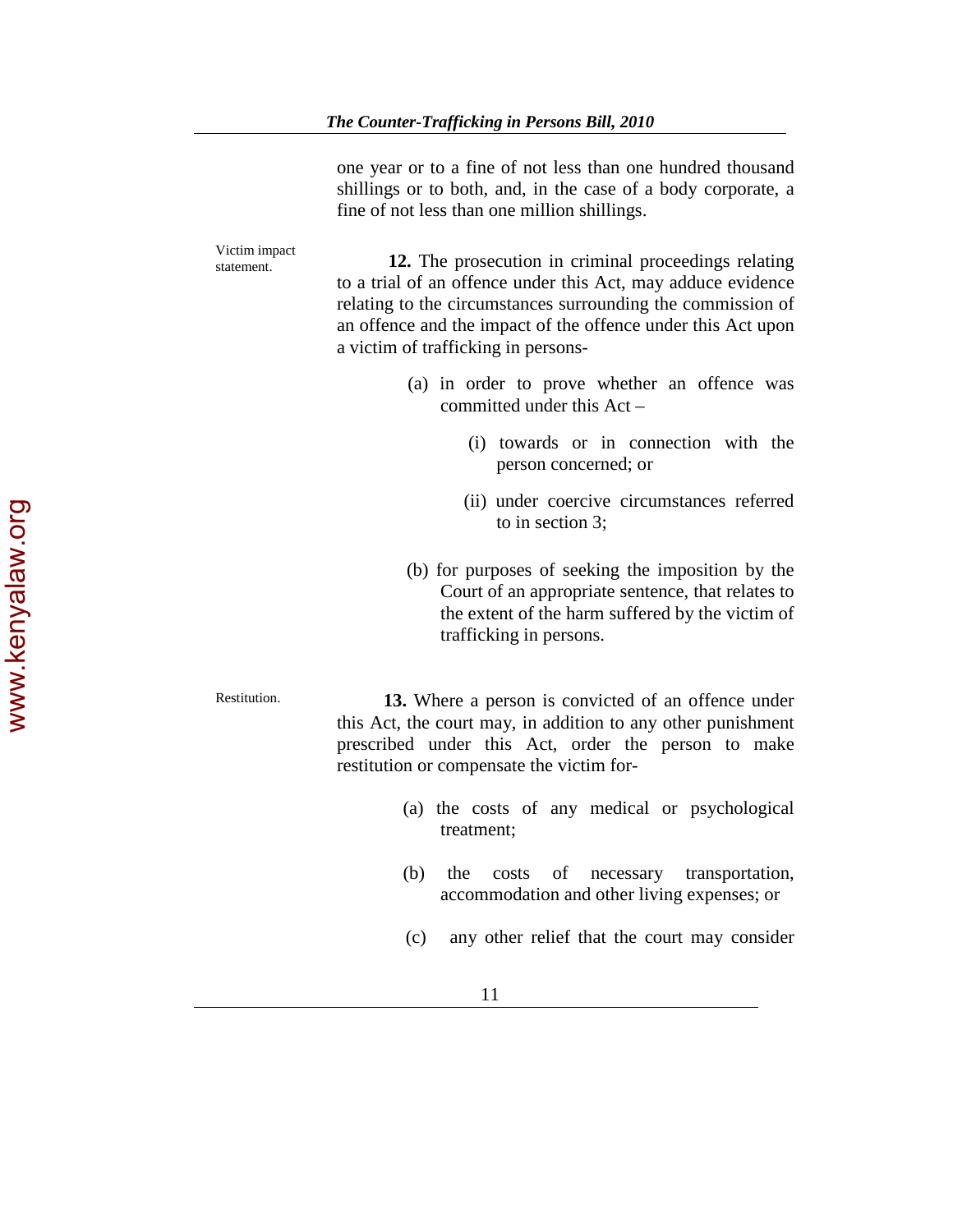one year or to a fine of not less than one hundred thousand shillings or to both, and, in the case of a body corporate, a fine of not less than one million shillings.

Victim impact statement.

**12.** The prosecution in criminal proceedings relating to a trial of an offence under this Act, may adduce evidence relating to the circumstances surrounding the commission of an offence and the impact of the offence under this Act upon a victim of trafficking in persons-

(a) in order to prove whether an offence was committed under this Act –

(i) towards or in connection with the person concerned; or

(ii) under coercive circumstances referred to in section 3;

(b) for purposes of seeking the imposition by the Court of an appropriate sentence, that relates to the extent of the harm suffered by the victim of trafficking in persons.

Restitution.

**13.** Where a person is convicted of an offence under this Act, the court may, in addition to any other punishment prescribed under this Act, order the person to make restitution or compensate the victim for-

(a) the costs of any medical or psychological treatment;

(b) the costs of necessary transportation, accommodation and other living expenses; or

(c) any other relief that the court may consider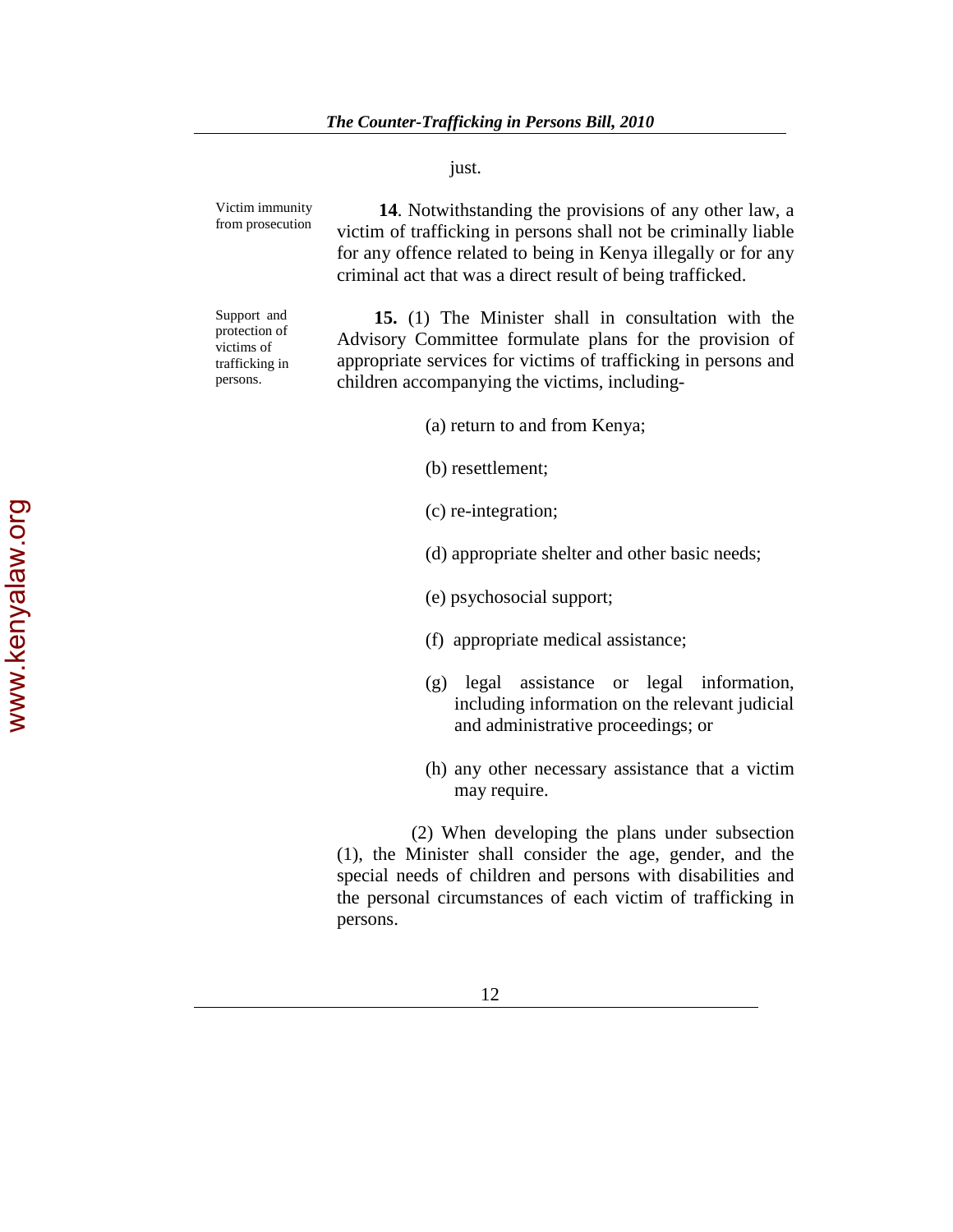just.

Victim immunity from prosecution

**14**. Notwithstanding the provisions of any other law, a victim of trafficking in persons shall not be criminally liable for any offence related to being in Kenya illegally or for any criminal act that was a direct result of being trafficked.

Support and protection of victims of trafficking in persons.

**15.** (1) The Minister shall in consultation with the Advisory Committee formulate plans for the provision of appropriate services for victims of trafficking in persons and children accompanying the victims, including-

(a) return to and from Kenya;

(b) resettlement;

(c) re-integration;

(d) appropriate shelter and other basic needs;

(e) psychosocial support;

(f) appropriate medical assistance;

(g) legal assistance or legal information, including information on the relevant judicial and administrative proceedings; or

(h) any other necessary assistance that a victim may require.

(2) When developing the plans under subsection (1), the Minister shall consider the age, gender, and the special needs of children and persons with disabilities and the personal circumstances of each victim of trafficking in persons.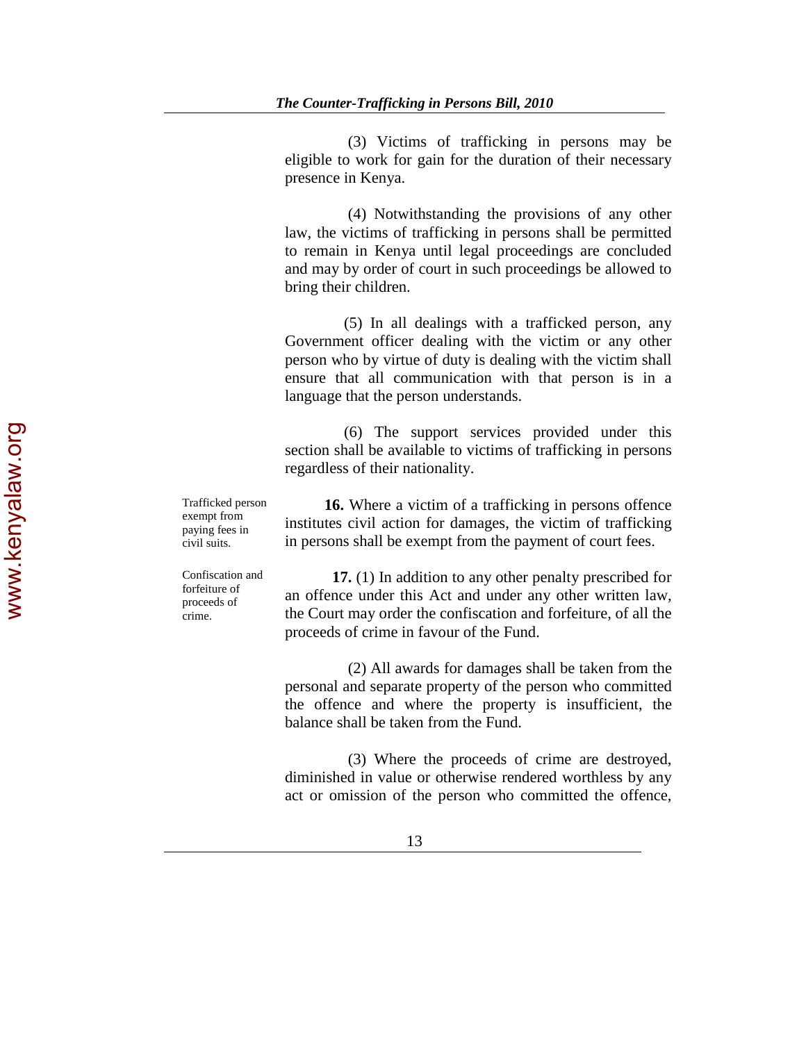(3) Victims of trafficking in persons may be eligible to work for gain for the duration of their necessary presence in Kenya.

(4) Notwithstanding the provisions of any other law, the victims of trafficking in persons shall be permitted to remain in Kenya until legal proceedings are concluded and may by order of court in such proceedings be allowed to bring their children.

(5) In all dealings with a trafficked person, any Government officer dealing with the victim or any other person who by virtue of duty is dealing with the victim shall ensure that all communication with that person is in a language that the person understands.

(6) The support services provided under this section shall be available to victims of trafficking in persons regardless of their nationality.

*Trafficked person exempt from paying fees in civil suits.*

**16.** Where a victim of a trafficking in persons offence institutes civil action for damages, the victim of trafficking in persons shall be exempt from the payment of court fees.

*Confiscation and forfeiture of proceeds of crime.*

**17.** (1) In addition to any other penalty prescribed for an offence under this Act and under any other written law, the Court may order the confiscation and forfeiture, of all the proceeds of crime in favour of the Fund.

(2) All awards for damages shall be taken from the personal and separate property of the person who committed the offence and where the property is insufficient, the balance shall be taken from the Fund.

(3) Where the proceeds of crime are destroyed, diminished in value or otherwise rendered worthless by any act or omission of the person who committed the offence,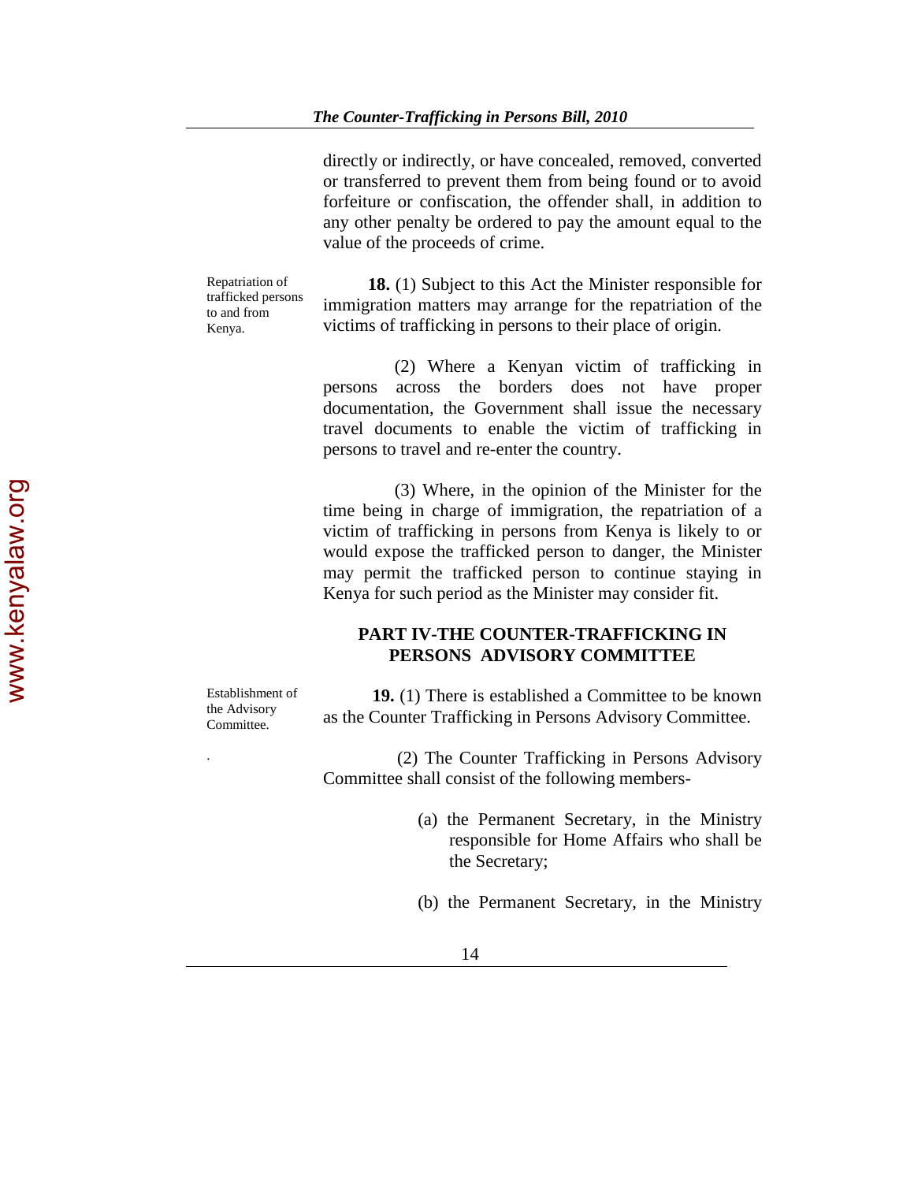directly or indirectly, or have concealed, removed, converted or transferred to prevent them from being found or to avoid forfeiture or confiscation, the offender shall, in addition to any other penalty be ordered to pay the amount equal to the value of the proceeds of crime.

Repatriation of trafficked persons to and from Kenya.

**18.** (1) Subject to this Act the Minister responsible for immigration matters may arrange for the repatriation of the victims of trafficking in persons to their place of origin.

(2) Where a Kenyan victim of trafficking in persons across the borders does not have proper documentation, the Government shall issue the necessary travel documents to enable the victim of trafficking in persons to travel and re-enter the country.

(3) Where, in the opinion of the Minister for the time being in charge of immigration, the repatriation of a victim of trafficking in persons from Kenya is likely to or would expose the trafficked person to danger, the Minister may permit the trafficked person to continue staying in Kenya for such period as the Minister may consider fit.

## PART IV-THE COUNTER-TRAFFICKING IN PERSONS ADVISORY COMMITTEE

Establishment of the Advisory Committee.

**19.** (1) There is established a Committee to be known as the Counter Trafficking in Persons Advisory Committee.

(2) The Counter Trafficking in Persons Advisory Committee shall consist of the following members-

(a) the Permanent Secretary, in the Ministry responsible for Home Affairs who shall be the Secretary;

(b) the Permanent Secretary, in the Ministry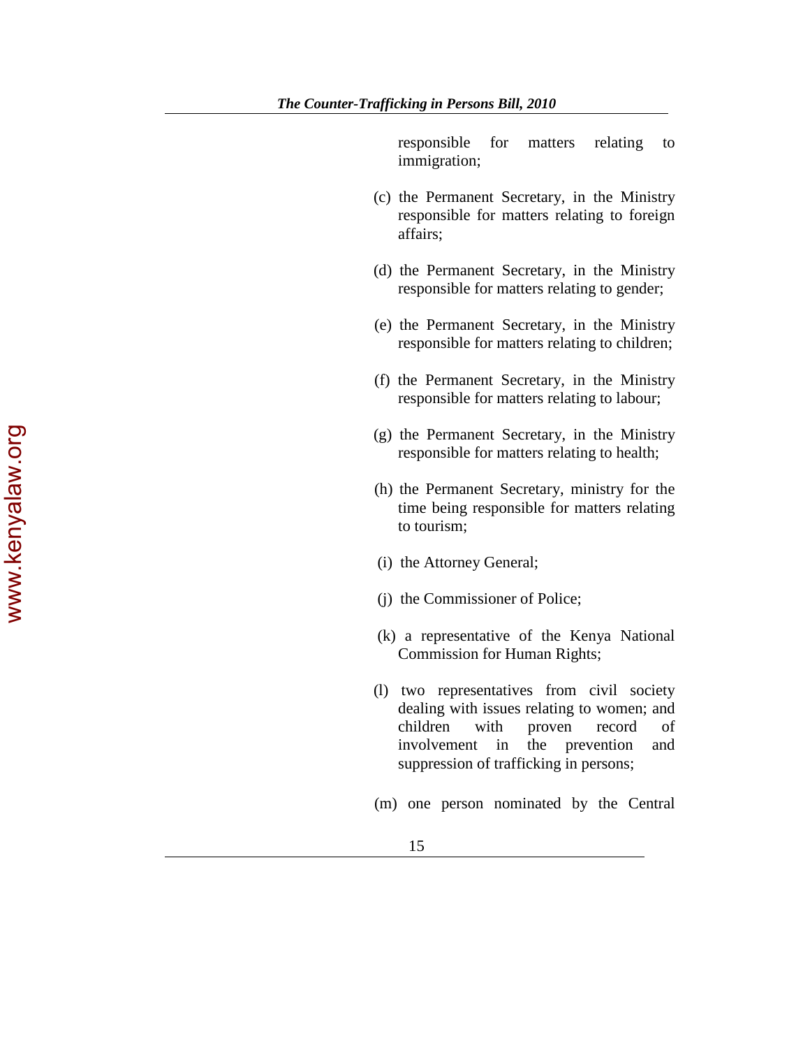responsible for matters relating to immigration;

(c) the Permanent Secretary, in the Ministry responsible for matters relating to foreign affairs;

(d) the Permanent Secretary, in the Ministry responsible for matters relating to gender;

(e) the Permanent Secretary, in the Ministry responsible for matters relating to children;

(f) the Permanent Secretary, in the Ministry responsible for matters relating to labour;

(g) the Permanent Secretary, in the Ministry responsible for matters relating to health;

(h) the Permanent Secretary, ministry for the time being responsible for matters relating to tourism;

(i) the Attorney General;

(j) the Commissioner of Police;

(k) a representative of the Kenya National Commission for Human Rights;

(l) two representatives from civil society dealing with issues relating to women; and children with proven record of involvement in the prevention and suppression of trafficking in persons;

(m) one person nominated by the Central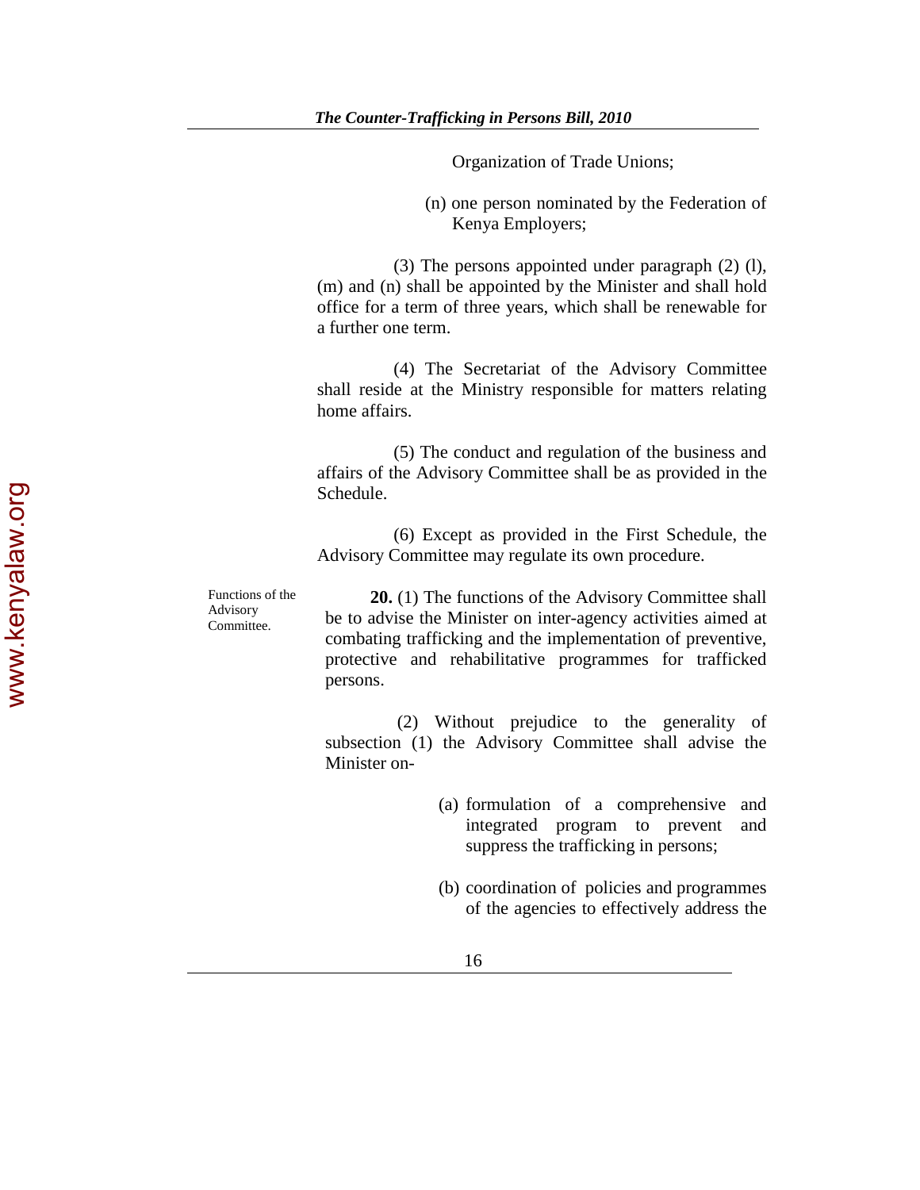Organization of Trade Unions;

(n) one person nominated by the Federation of Kenya Employers;

(3) The persons appointed under paragraph (2) (l), (m) and (n) shall be appointed by the Minister and shall hold office for a term of three years, which shall be renewable for a further one term.

(4) The Secretariat of the Advisory Committee shall reside at the Ministry responsible for matters relating home affairs.

(5) The conduct and regulation of the business and affairs of the Advisory Committee shall be as provided in the Schedule.

(6) Except as provided in the First Schedule, the Advisory Committee may regulate its own procedure.

Functions of the Advisory Committee.

**20.** (1) The functions of the Advisory Committee shall be to advise the Minister on inter-agency activities aimed at combating trafficking and the implementation of preventive, protective and rehabilitative programmes for trafficked persons.

(2) Without prejudice to the generality of subsection (1) the Advisory Committee shall advise the Minister on-

(a) formulation of a comprehensive and integrated program to prevent and suppress the trafficking in persons;

(b) coordination of policies and programmes of the agencies to effectively address the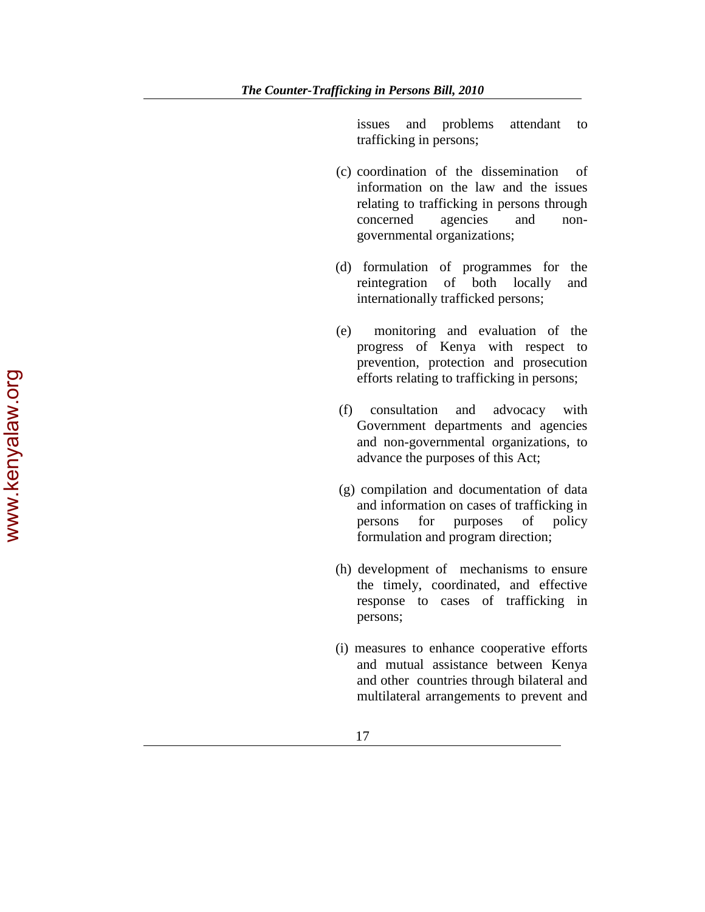issues and problems attendant to trafficking in persons;

(c) coordination of the dissemination of information on the law and the issues relating to trafficking in persons through concerned agencies and non-governmental organizations;

(d) formulation of programmes for the reintegration of both locally and internationally trafficked persons;

(e) monitoring and evaluation of the progress of Kenya with respect to prevention, protection and prosecution efforts relating to trafficking in persons;

(f) consultation and advocacy with Government departments and agencies and non-governmental organizations, to advance the purposes of this Act;

(g) compilation and documentation of data and information on cases of trafficking in persons for purposes of policy formulation and program direction;

(h) development of mechanisms to ensure the timely, coordinated, and effective response to cases of trafficking in persons;

(i) measures to enhance cooperative efforts and mutual assistance between Kenya and other countries through bilateral and multilateral arrangements to prevent and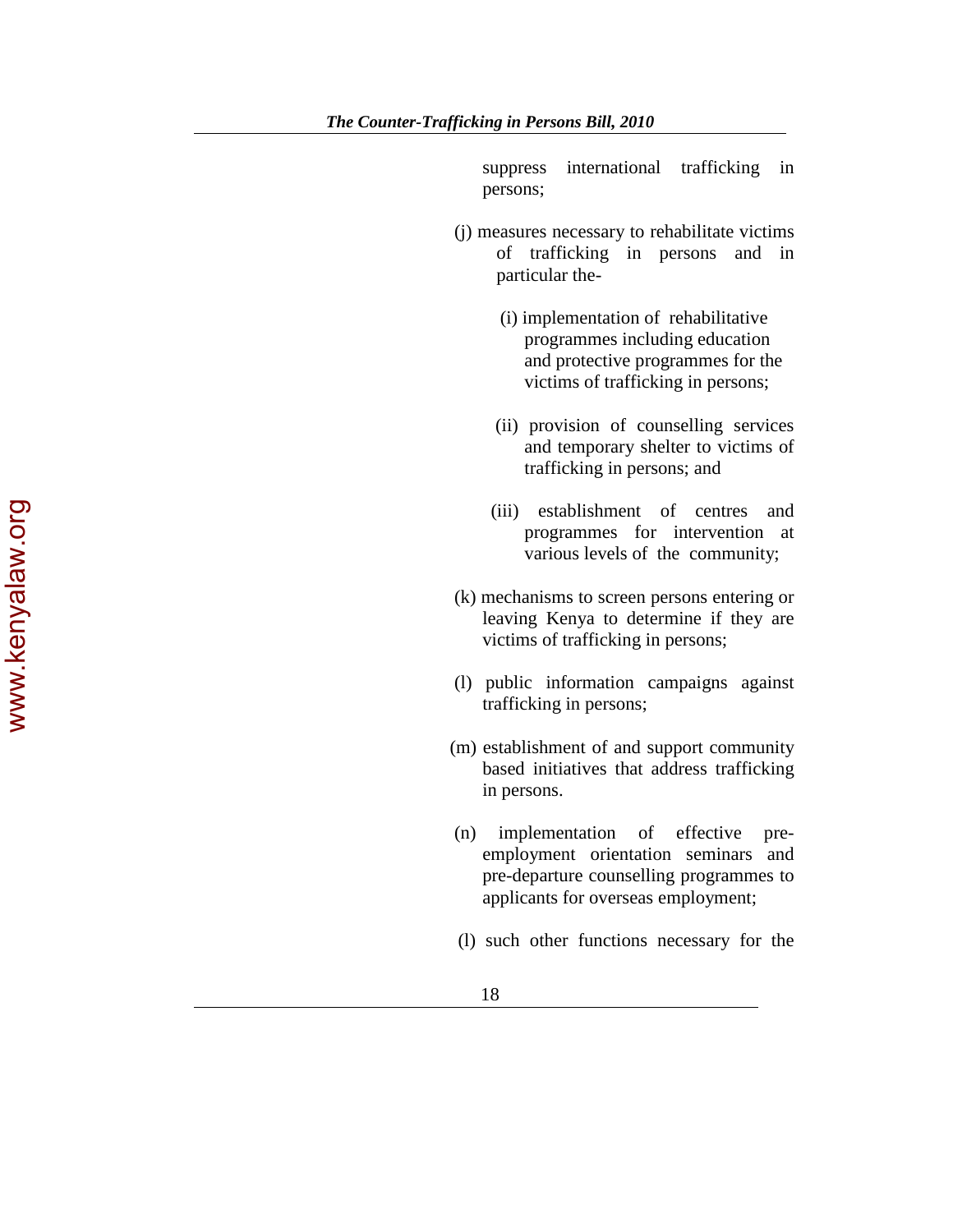suppress international trafficking in persons;

(j) measures necessary to rehabilitate victims of trafficking in persons and in particular the-

(i) implementation of rehabilitative programmes including education and protective programmes for the victims of trafficking in persons;

(ii) provision of counselling services and temporary shelter to victims of trafficking in persons; and

(iii) establishment of centres and programmes for intervention at various levels of the community;

(k) mechanisms to screen persons entering or leaving Kenya to determine if they are victims of trafficking in persons;

(l) public information campaigns against trafficking in persons;

(m) establishment of and support community based initiatives that address trafficking in persons.

(n) implementation of effective pre-employment orientation seminars and pre-departure counselling programmes to applicants for overseas employment;

(l) such other functions necessary for the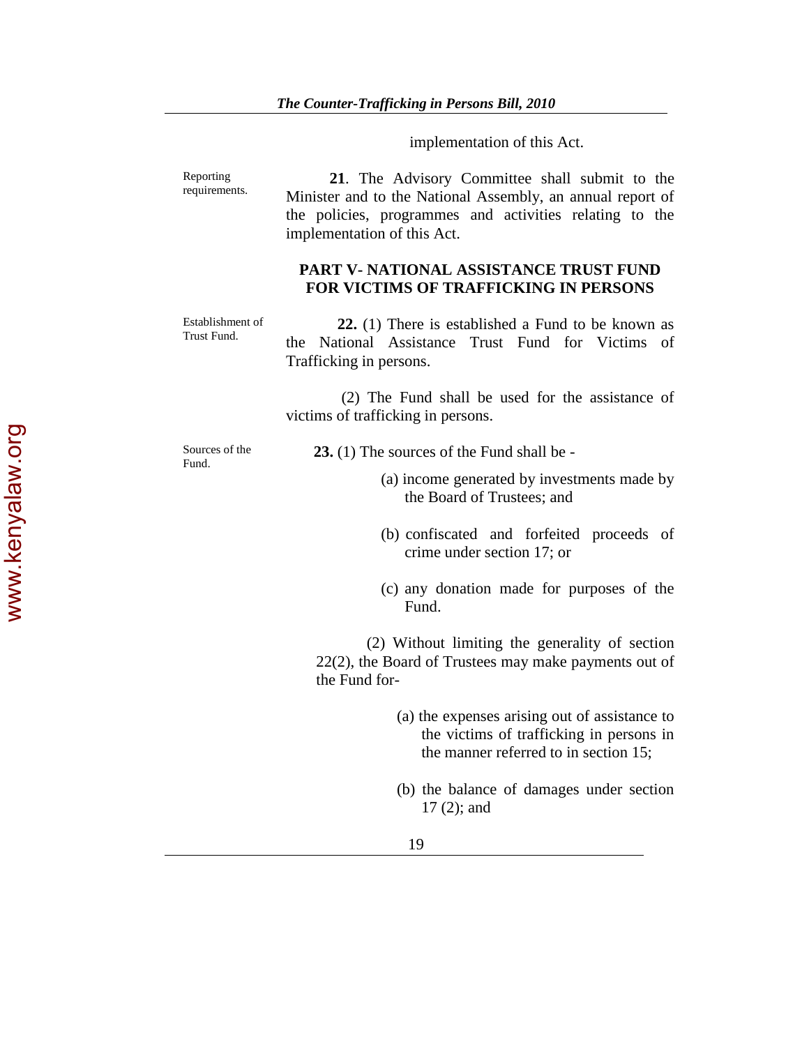implementation of this Act.

Reporting requirements.

**21**. The Advisory Committee shall submit to the Minister and to the National Assembly, an annual report of the policies, programmes and activities relating to the implementation of this Act.

## PART V- NATIONAL ASSISTANCE TRUST FUND FOR VICTIMS OF TRAFFICKING IN PERSONS

Establishment of Trust Fund.

**22.** (1) There is established a Fund to be known as the National Assistance Trust Fund for Victims of Trafficking in persons.

(2) The Fund shall be used for the assistance of victims of trafficking in persons.

Sources of the Fund.

**23.** (1) The sources of the Fund shall be -

(a) income generated by investments made by the Board of Trustees; and

(b) confiscated and forfeited proceeds of crime under section 17; or

(c) any donation made for purposes of the Fund.

(2) Without limiting the generality of section 22(2), the Board of Trustees may make payments out of the Fund for-

(a) the expenses arising out of assistance to the victims of trafficking in persons in the manner referred to in section 15;

(b) the balance of damages under section 17 (2); and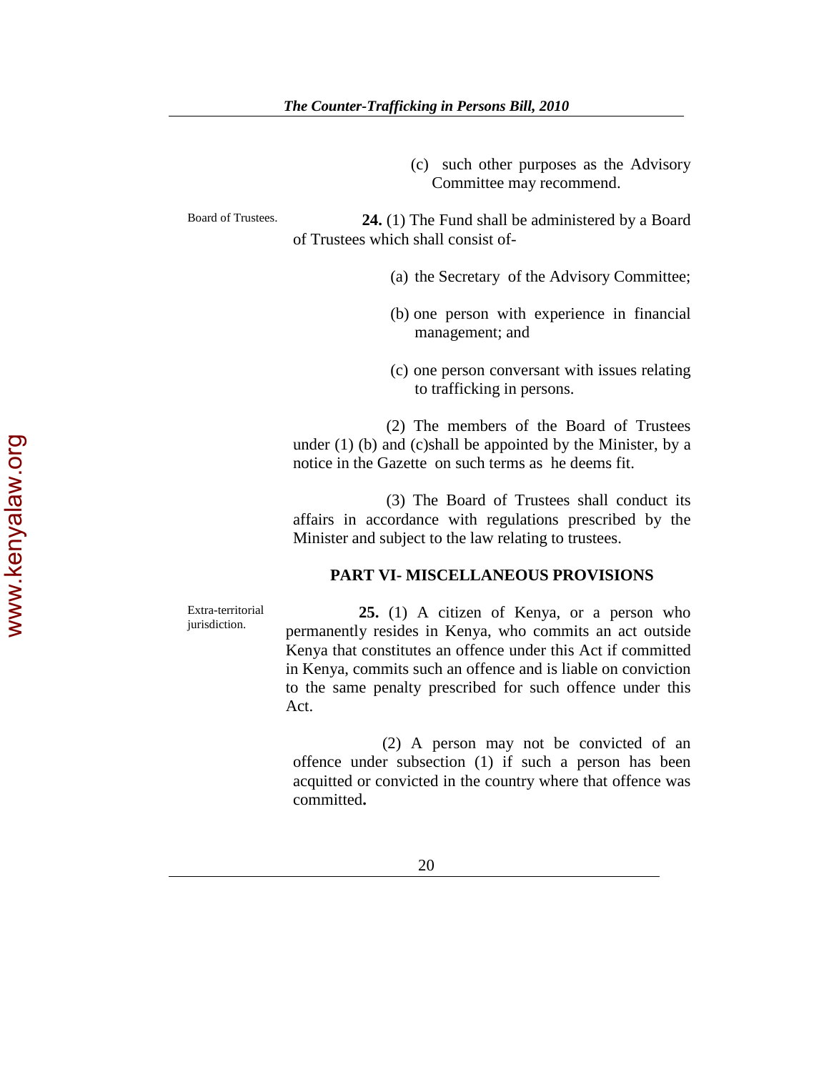(c) such other purposes as the Advisory Committee may recommend.

Board of Trustees.

**24.** (1) The Fund shall be administered by a Board of Trustees which shall consist of-

(a) the Secretary of the Advisory Committee;

(b) one person with experience in financial management; and

(c) one person conversant with issues relating to trafficking in persons.

(2) The members of the Board of Trustees under (1) (b) and (c)shall be appointed by the Minister, by a notice in the Gazette on such terms as he deems fit.

(3) The Board of Trustees shall conduct its affairs in accordance with regulations prescribed by the Minister and subject to the law relating to trustees.

## PART VI- MISCELLANEOUS PROVISIONS

Extra-territorial jurisdiction.

**25.** (1) A citizen of Kenya, or a person who permanently resides in Kenya, who commits an act outside Kenya that constitutes an offence under this Act if committed in Kenya, commits such an offence and is liable on conviction to the same penalty prescribed for such offence under this Act.

(2) A person may not be convicted of an offence under subsection (1) if such a person has been acquitted or convicted in the country where that offence was committed**.**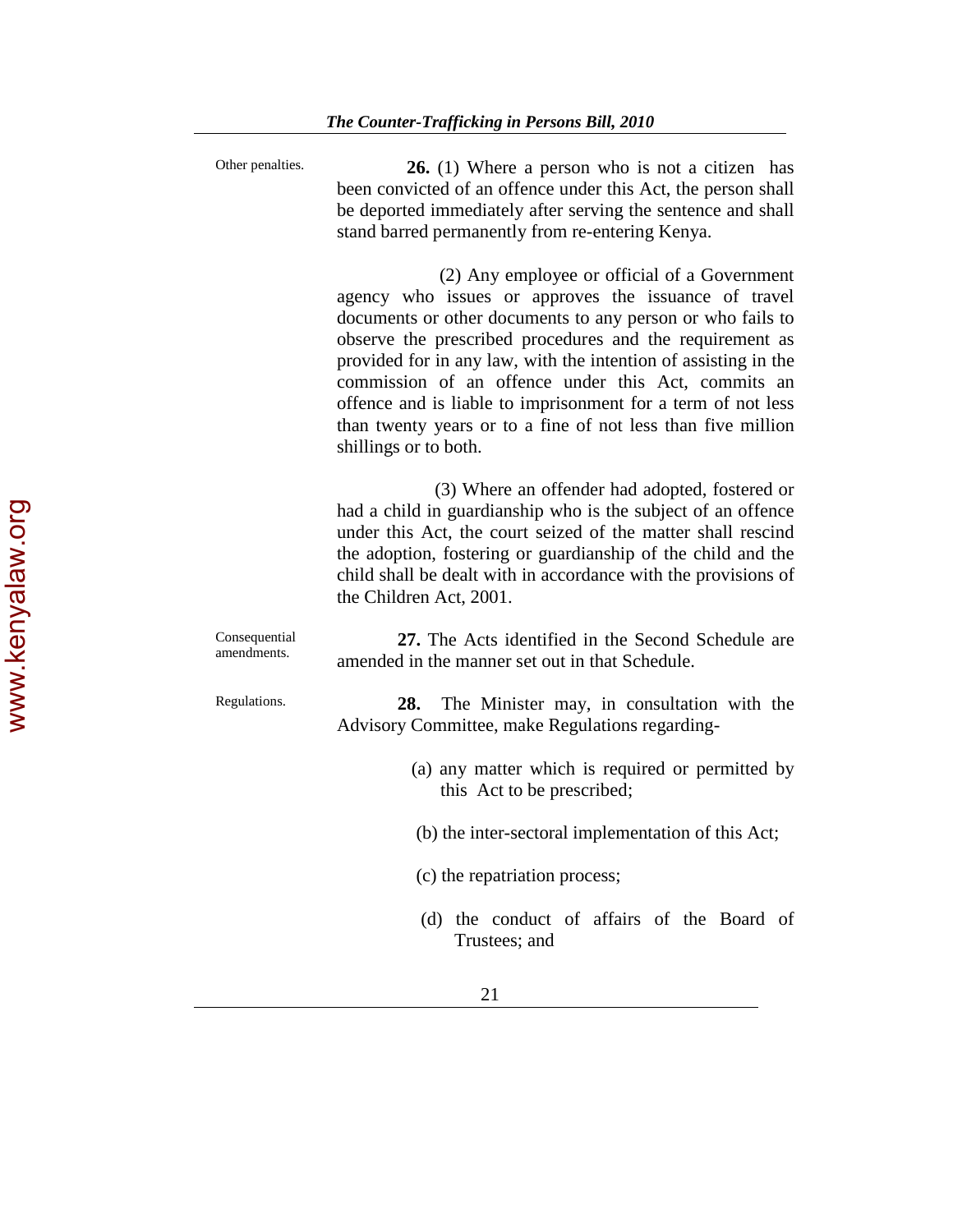Other penalties.

**26.** (1) Where a person who is not a citizen has been convicted of an offence under this Act, the person shall be deported immediately after serving the sentence and shall stand barred permanently from re-entering Kenya.

(2) Any employee or official of a Government agency who issues or approves the issuance of travel documents or other documents to any person or who fails to observe the prescribed procedures and the requirement as provided for in any law, with the intention of assisting in the commission of an offence under this Act, commits an offence and is liable to imprisonment for a term of not less than twenty years or to a fine of not less than five million shillings or to both.

(3) Where an offender had adopted, fostered or had a child in guardianship who is the subject of an offence under this Act, the court seized of the matter shall rescind the adoption, fostering or guardianship of the child and the child shall be dealt with in accordance with the provisions of the Children Act, 2001.

Consequential amendments.

**27.** The Acts identified in the Second Schedule are amended in the manner set out in that Schedule.

Regulations.

**28.** The Minister may, in consultation with the Advisory Committee, make Regulations regarding-

(a) any matter which is required or permitted by this Act to be prescribed;

(b) the inter-sectoral implementation of this Act;

(c) the repatriation process;

(d) the conduct of affairs of the Board of Trustees; and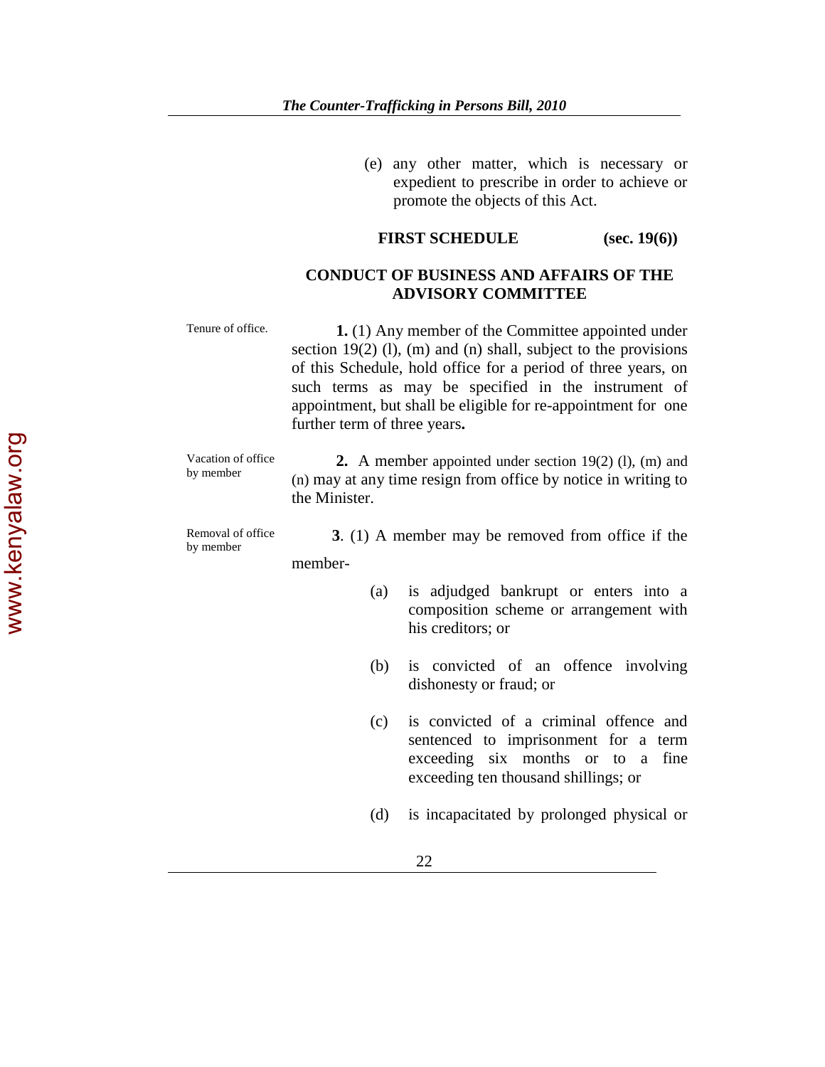(e) any other matter, which is necessary or expedient to prescribe in order to achieve or promote the objects of this Act.

## FIRST SCHEDULE (sec. 19(6))

## CONDUCT OF BUSINESS AND AFFAIRS OF THE ADVISORY COMMITTEE

Tenure of office.

**1.** (1) Any member of the Committee appointed under section 19(2) (l), (m) and (n) shall, subject to the provisions of this Schedule, hold office for a period of three years, on such terms as may be specified in the instrument of appointment, but shall be eligible for re-appointment for one further term of three years**.**

Vacation of office by member

**2.** A member appointed under section 19(2) (l), (m) and (n) may at any time resign from office by notice in writing to the Minister.

Removal of office by member

**3**. (1) A member may be removed from office if the member-

(a) is adjudged bankrupt or enters into a composition scheme or arrangement with his creditors; or

(b) is convicted of an offence involving dishonesty or fraud; or

(c) is convicted of a criminal offence and sentenced to imprisonment for a term exceeding six months or to a fine exceeding ten thousand shillings; or

(d) is incapacitated by prolonged physical or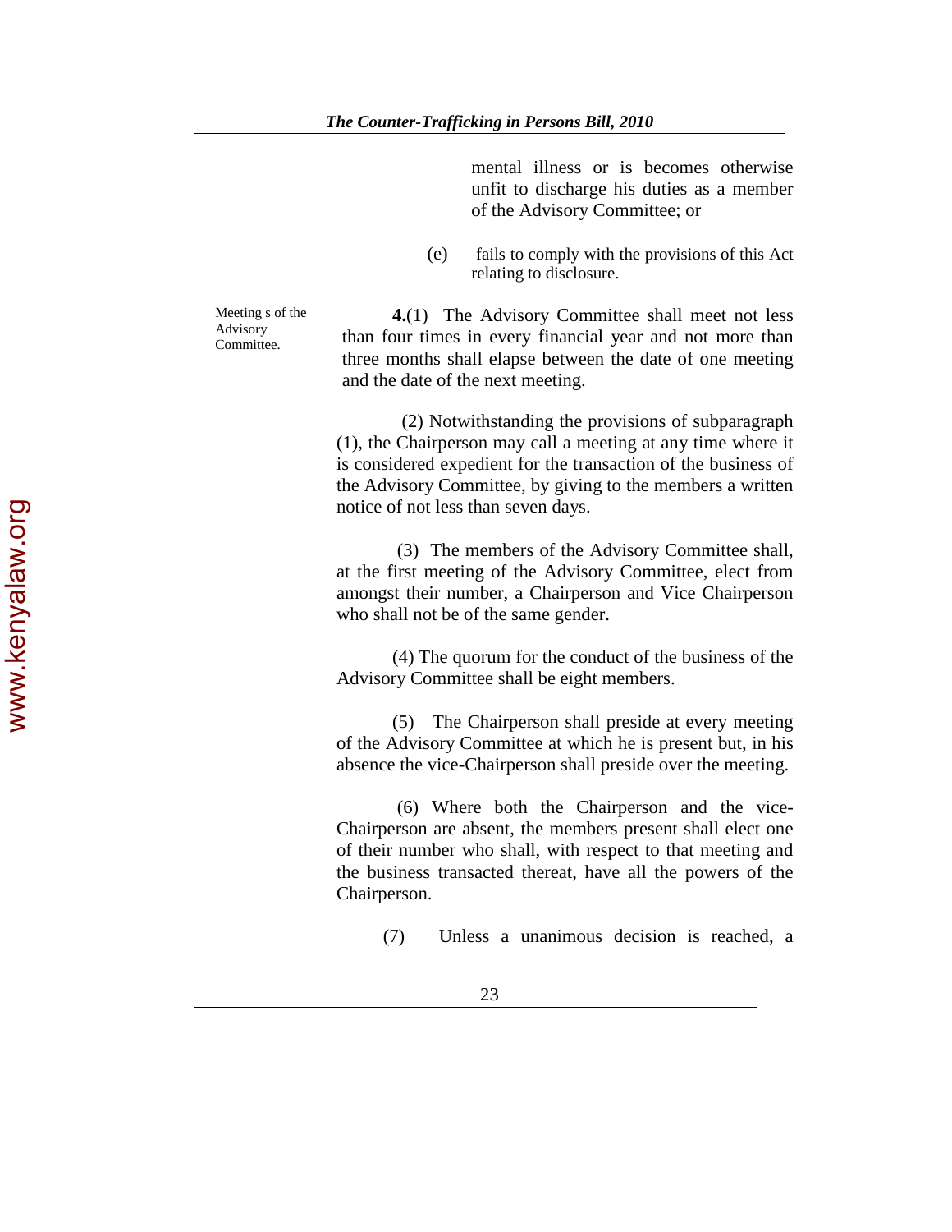mental illness or is becomes otherwise unfit to discharge his duties as a member of the Advisory Committee; or

(e) fails to comply with the provisions of this Act relating to disclosure.

Meeting s of the Advisory Committee.

**4.**(1) The Advisory Committee shall meet not less than four times in every financial year and not more than three months shall elapse between the date of one meeting and the date of the next meeting.

(2) Notwithstanding the provisions of subparagraph (1), the Chairperson may call a meeting at any time where it is considered expedient for the transaction of the business of the Advisory Committee, by giving to the members a written notice of not less than seven days.

(3) The members of the Advisory Committee shall, at the first meeting of the Advisory Committee, elect from amongst their number, a Chairperson and Vice Chairperson who shall not be of the same gender.

(4) The quorum for the conduct of the business of the Advisory Committee shall be eight members.

(5) The Chairperson shall preside at every meeting of the Advisory Committee at which he is present but, in his absence the vice-Chairperson shall preside over the meeting.

(6) Where both the Chairperson and the vice-Chairperson are absent, the members present shall elect one of their number who shall, with respect to that meeting and the business transacted thereat, have all the powers of the Chairperson.

(7) Unless a unanimous decision is reached, a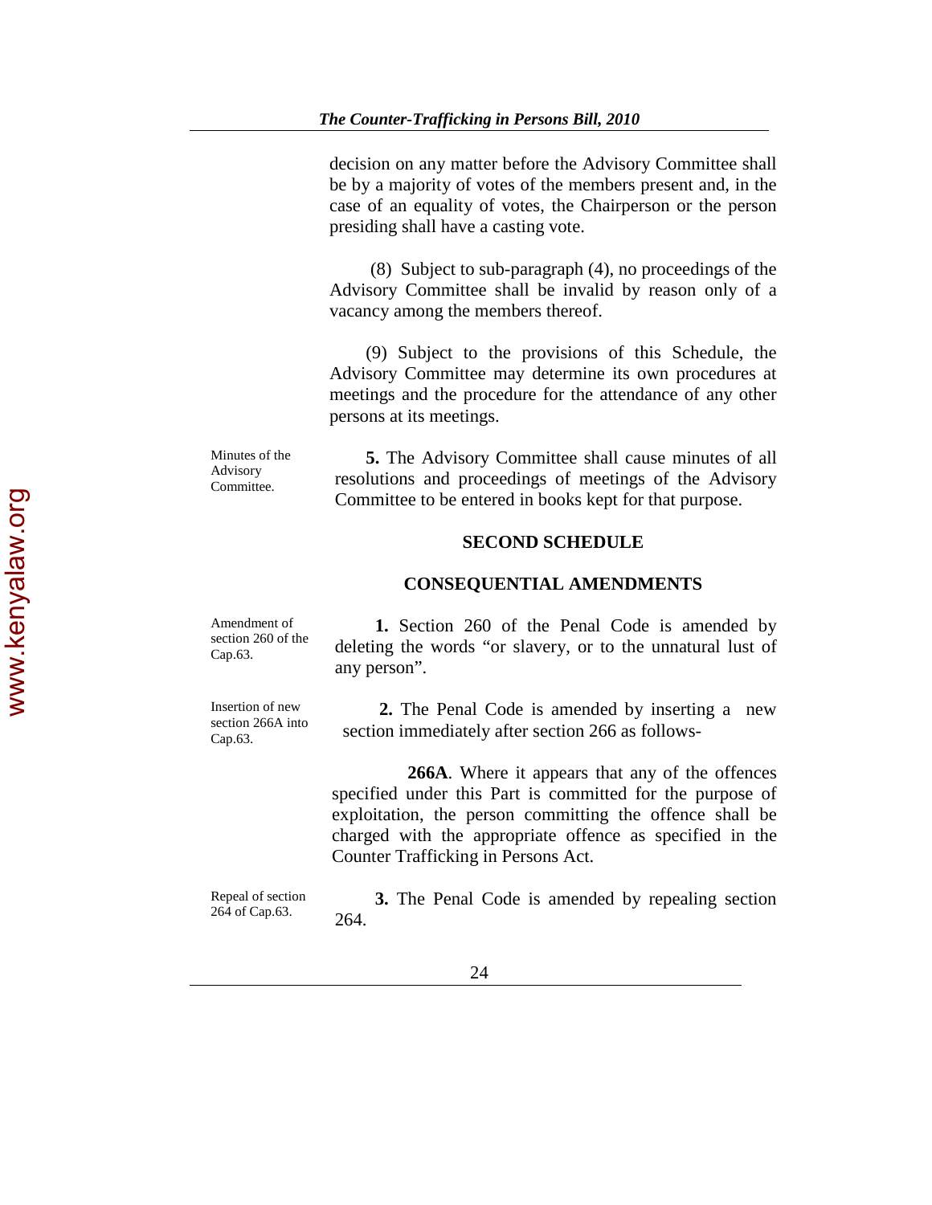decision on any matter before the Advisory Committee shall be by a majority of votes of the members present and, in the case of an equality of votes, the Chairperson or the person presiding shall have a casting vote.

(8) Subject to sub-paragraph (4), no proceedings of the Advisory Committee shall be invalid by reason only of a vacancy among the members thereof.

(9) Subject to the provisions of this Schedule, the Advisory Committee may determine its own procedures at meetings and the procedure for the attendance of any other persons at its meetings.

Minutes of the Advisory Committee.

**5.** The Advisory Committee shall cause minutes of all resolutions and proceedings of meetings of the Advisory Committee to be entered in books kept for that purpose.

## SECOND SCHEDULE

## CONSEQUENTIAL AMENDMENTS

Amendment of section 260 of the Cap.63.

**1.** Section 260 of the Penal Code is amended by deleting the words "or slavery, or to the unnatural lust of any person".

Insertion of new section 266A into Cap.63.

**2.** The Penal Code is amended by inserting a new section immediately after section 266 as follows-

**266A**. Where it appears that any of the offences specified under this Part is committed for the purpose of exploitation, the person committing the offence shall be charged with the appropriate offence as specified in the Counter Trafficking in Persons Act.

Repeal of section 264 of Cap.63.

**3.** The Penal Code is amended by repealing section 264.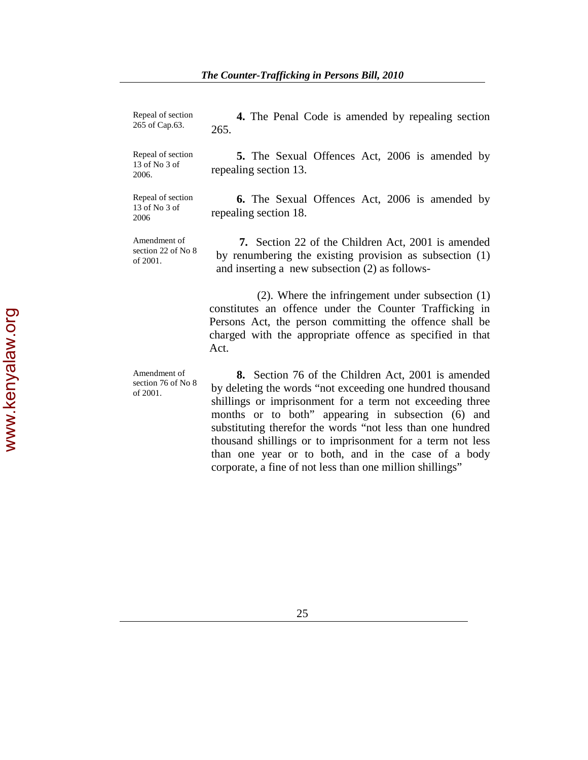Repeal of section 265 of Cap.63.

**4.** The Penal Code is amended by repealing section 265.

Repeal of section 13 of No 3 of 2006.

**5.** The Sexual Offences Act, 2006 is amended by repealing section 13.

Repeal of section 13 of No 3 of 2006

**6.** The Sexual Offences Act, 2006 is amended by repealing section 18.

Amendment of section 22 of No 8 of 2001.

**7.** Section 22 of the Children Act, 2001 is amended by renumbering the existing provision as subsection (1) and inserting a new subsection (2) as follows-

(2). Where the infringement under subsection (1) constitutes an offence under the Counter Trafficking in Persons Act, the person committing the offence shall be charged with the appropriate offence as specified in that Act.

Amendment of section 76 of No 8 of 2001.

**8.** Section 76 of the Children Act, 2001 is amended by deleting the words "not exceeding one hundred thousand shillings or imprisonment for a term not exceeding three months or to both" appearing in subsection (6) and substituting therefor the words "not less than one hundred thousand shillings or to imprisonment for a term not less than one year or to both, and in the case of a body corporate, a fine of not less than one million shillings"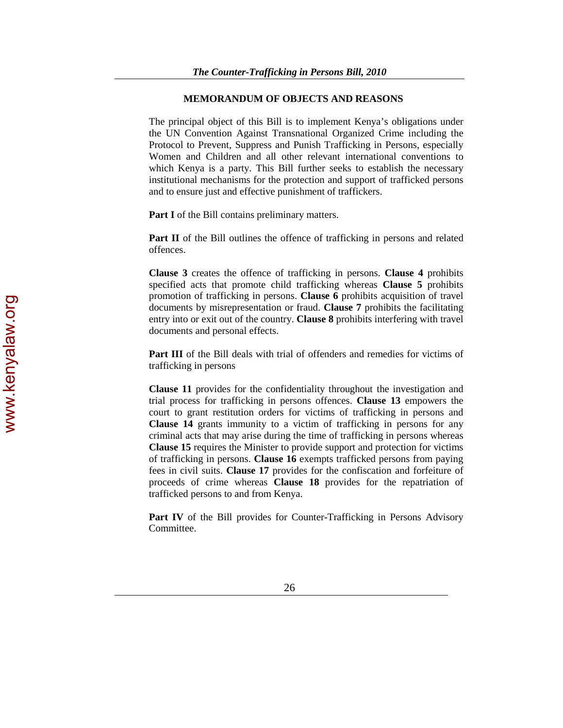## MEMORANDUM OF OBJECTS AND REASONS

The principal object of this Bill is to implement Kenya's obligations under the UN Convention Against Transnational Organized Crime including the Protocol to Prevent, Suppress and Punish Trafficking in Persons, especially Women and Children and all other relevant international conventions to which Kenya is a party. This Bill further seeks to establish the necessary institutional mechanisms for the protection and support of trafficked persons and to ensure just and effective punishment of traffickers.

**Part I** of the Bill contains preliminary matters.

**Part II** of the Bill outlines the offence of trafficking in persons and related offences.

**Clause 3** creates the offence of trafficking in persons. **Clause 4** prohibits specified acts that promote child trafficking whereas **Clause 5** prohibits promotion of trafficking in persons. **Clause 6** prohibits acquisition of travel documents by misrepresentation or fraud. **Clause 7** prohibits the facilitating entry into or exit out of the country. **Clause 8** prohibits interfering with travel documents and personal effects.

**Part III** of the Bill deals with trial of offenders and remedies for victims of trafficking in persons

**Clause 11** provides for the confidentiality throughout the investigation and trial process for trafficking in persons offences. **Clause 13** empowers the court to grant restitution orders for victims of trafficking in persons and **Clause 14** grants immunity to a victim of trafficking in persons for any criminal acts that may arise during the time of trafficking in persons whereas **Clause 15** requires the Minister to provide support and protection for victims of trafficking in persons. **Clause 16** exempts trafficked persons from paying fees in civil suits. **Clause 17** provides for the confiscation and forfeiture of proceeds of crime whereas **Clause 18** provides for the repatriation of trafficked persons to and from Kenya.

**Part IV** of the Bill provides for Counter-Trafficking in Persons Advisory Committee.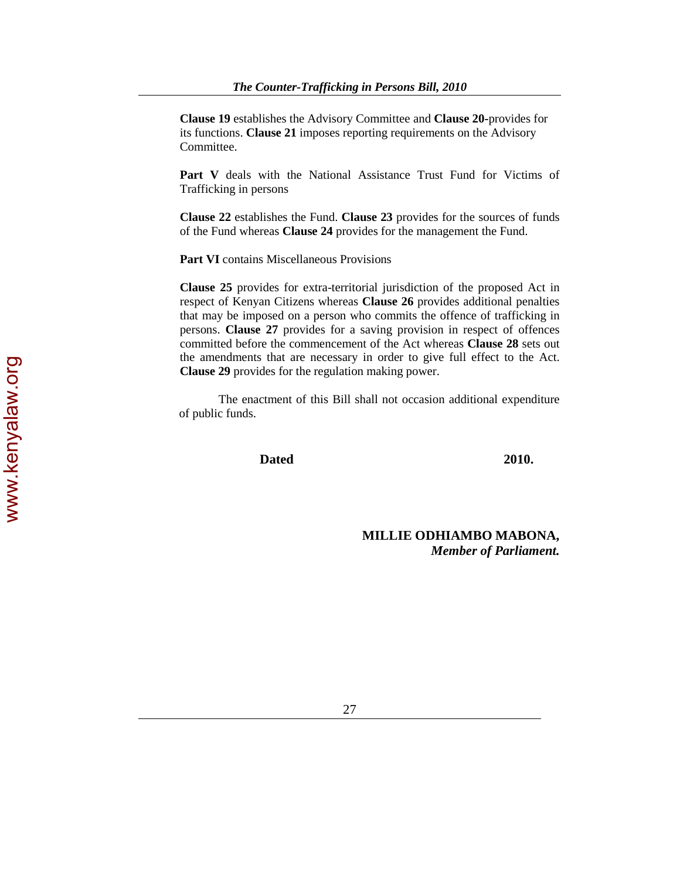**Clause 19** establishes the Advisory Committee and **Clause 20**-provides for its functions. **Clause 21** imposes reporting requirements on the Advisory Committee.

**Part V** deals with the National Assistance Trust Fund for Victims of Trafficking in persons

**Clause 22** establishes the Fund. **Clause 23** provides for the sources of funds of the Fund whereas **Clause 24** provides for the management the Fund.

**Part VI** contains Miscellaneous Provisions

**Clause 25** provides for extra-territorial jurisdiction of the proposed Act in respect of Kenyan Citizens whereas **Clause 26** provides additional penalties that may be imposed on a person who commits the offence of trafficking in persons. **Clause 27** provides for a saving provision in respect of offences committed before the commencement of the Act whereas **Clause 28** sets out the amendments that are necessary in order to give full effect to the Act. **Clause 29** provides for the regulation making power.

The enactment of this Bill shall not occasion additional expenditure of public funds.

**Dated** **2010.**

**MILLIE ODHIAMBO MABONA,**
***Member of Parliament.***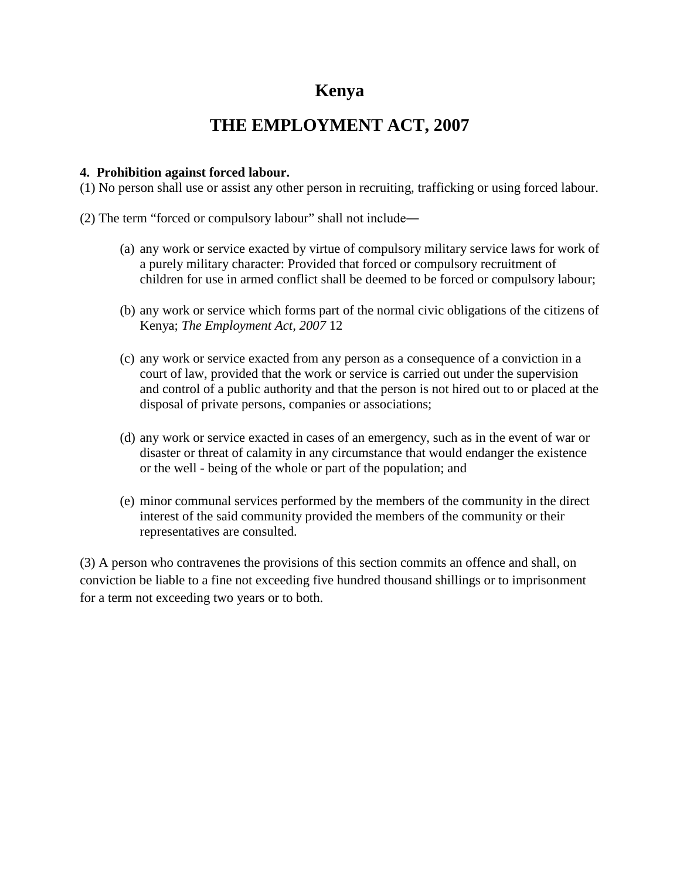# Kenya

## THE EMPLOYMENT ACT, 2007

**4. Prohibition against forced labour.**

(1) No person shall use or assist any other person in recruiting, trafficking or using forced labour.

(2) The term “forced or compulsory labour” shall not include—

(a) any work or service exacted by virtue of compulsory military service laws for work of a purely military character: Provided that forced or compulsory recruitment of children for use in armed conflict shall be deemed to be forced or compulsory labour;

(b) any work or service which forms part of the normal civic obligations of the citizens of Kenya; *The Employment Act, 2007* 12

(c) any work or service exacted from any person as a consequence of a conviction in a court of law, provided that the work or service is carried out under the supervision and control of a public authority and that the person is not hired out to or placed at the disposal of private persons, companies or associations;

(d) any work or service exacted in cases of an emergency, such as in the event of war or disaster or threat of calamity in any circumstance that would endanger the existence or the well - being of the whole or part of the population; and

(e) minor communal services performed by the members of the community in the direct interest of the said community provided the members of the community or their representatives are consulted.

(3) A person who contravenes the provisions of this section commits an offence and shall, on conviction be liable to a fine not exceeding five hundred thousand shillings or to imprisonment for a term not exceeding two years or to both.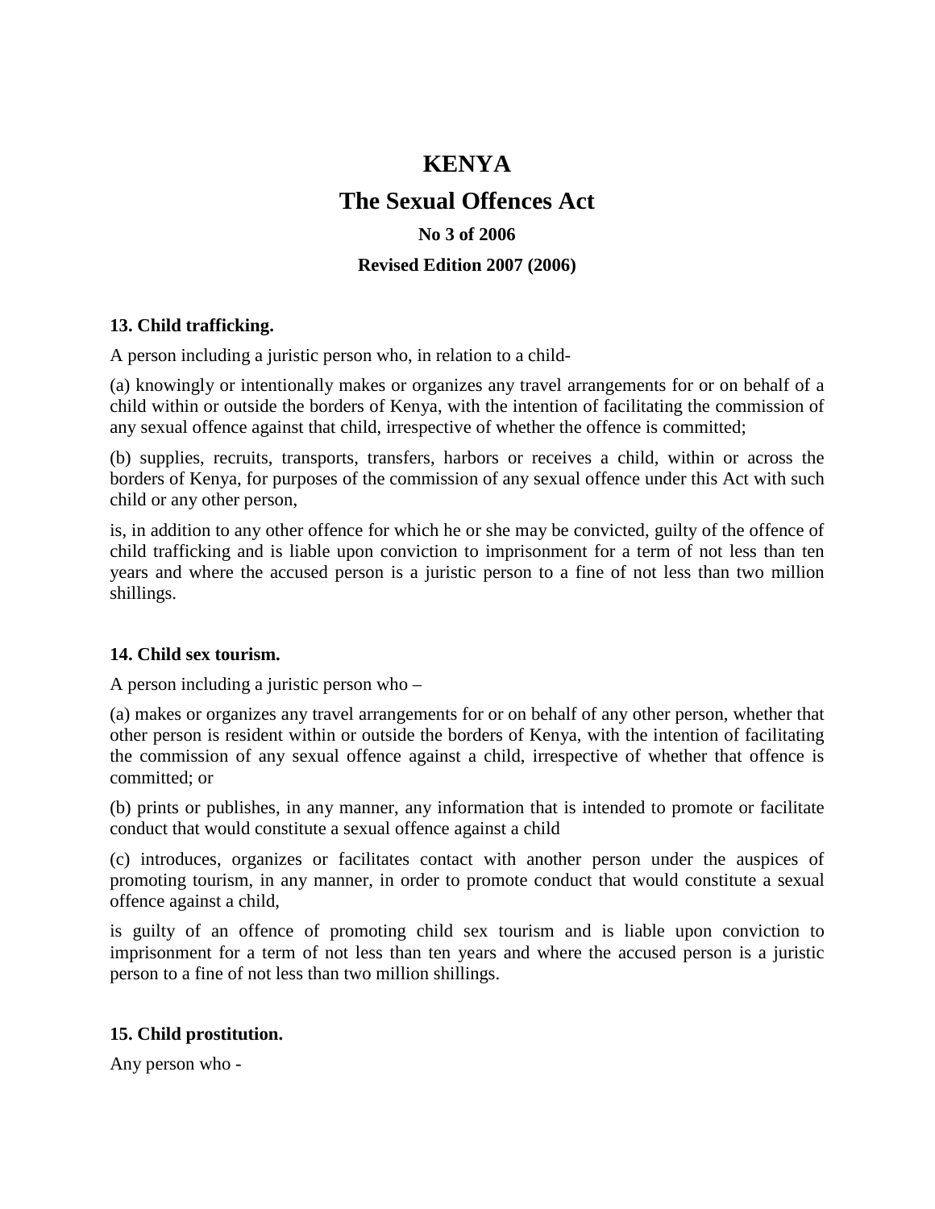# KENYA

## The Sexual Offences Act

### No 3 of 2006

### Revised Edition 2007 (2006)

**13. Child trafficking.**

A person including a juristic person who, in relation to a child-

(a) knowingly or intentionally makes or organizes any travel arrangements for or on behalf of a child within or outside the borders of Kenya, with the intention of facilitating the commission of any sexual offence against that child, irrespective of whether the offence is committed;

(b) supplies, recruits, transports, transfers, harbors or receives a child, within or across the borders of Kenya, for purposes of the commission of any sexual offence under this Act with such child or any other person,

is, in addition to any other offence for which he or she may be convicted, guilty of the offence of child trafficking and is liable upon conviction to imprisonment for a term of not less than ten years and where the accused person is a juristic person to a fine of not less than two million shillings.

**14. Child sex tourism.**

A person including a juristic person who –

(a) makes or organizes any travel arrangements for or on behalf of any other person, whether that other person is resident within or outside the borders of Kenya, with the intention of facilitating the commission of any sexual offence against a child, irrespective of whether that offence is committed; or

(b) prints or publishes, in any manner, any information that is intended to promote or facilitate conduct that would constitute a sexual offence against a child

(c) introduces, organizes or facilitates contact with another person under the auspices of promoting tourism, in any manner, in order to promote conduct that would constitute a sexual offence against a child,

is guilty of an offence of promoting child sex tourism and is liable upon conviction to imprisonment for a term of not less than ten years and where the accused person is a juristic person to a fine of not less than two million shillings.

**15. Child prostitution.**

Any person who -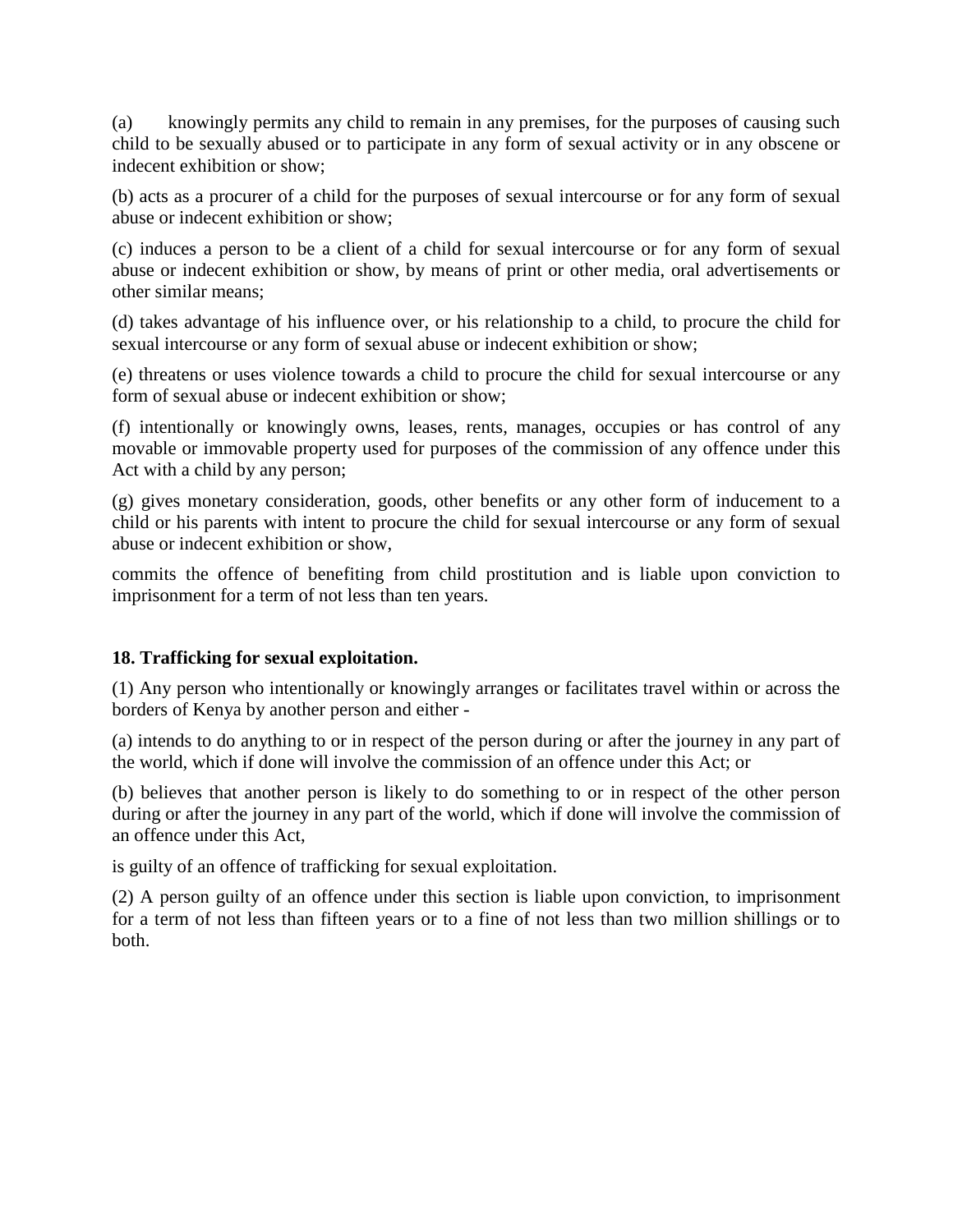(a) knowingly permits any child to remain in any premises, for the purposes of causing such child to be sexually abused or to participate in any form of sexual activity or in any obscene or indecent exhibition or show;

(b) acts as a procurer of a child for the purposes of sexual intercourse or for any form of sexual abuse or indecent exhibition or show;

(c) induces a person to be a client of a child for sexual intercourse or for any form of sexual abuse or indecent exhibition or show, by means of print or other media, oral advertisements or other similar means;

(d) takes advantage of his influence over, or his relationship to a child, to procure the child for sexual intercourse or any form of sexual abuse or indecent exhibition or show;

(e) threatens or uses violence towards a child to procure the child for sexual intercourse or any form of sexual abuse or indecent exhibition or show;

(f) intentionally or knowingly owns, leases, rents, manages, occupies or has control of any movable or immovable property used for purposes of the commission of any offence under this Act with a child by any person;

(g) gives monetary consideration, goods, other benefits or any other form of inducement to a child or his parents with intent to procure the child for sexual intercourse or any form of sexual abuse or indecent exhibition or show,

commits the offence of benefiting from child prostitution and is liable upon conviction to imprisonment for a term of not less than ten years.

**18. Trafficking for sexual exploitation.**

(1) Any person who intentionally or knowingly arranges or facilitates travel within or across the borders of Kenya by another person and either -

(a) intends to do anything to or in respect of the person during or after the journey in any part of the world, which if done will involve the commission of an offence under this Act; or

(b) believes that another person is likely to do something to or in respect of the other person during or after the journey in any part of the world, which if done will involve the commission of an offence under this Act,

is guilty of an offence of trafficking for sexual exploitation.

(2) A person guilty of an offence under this section is liable upon conviction, to imprisonment for a term of not less than fifteen years or to a fine of not less than two million shillings or to both.